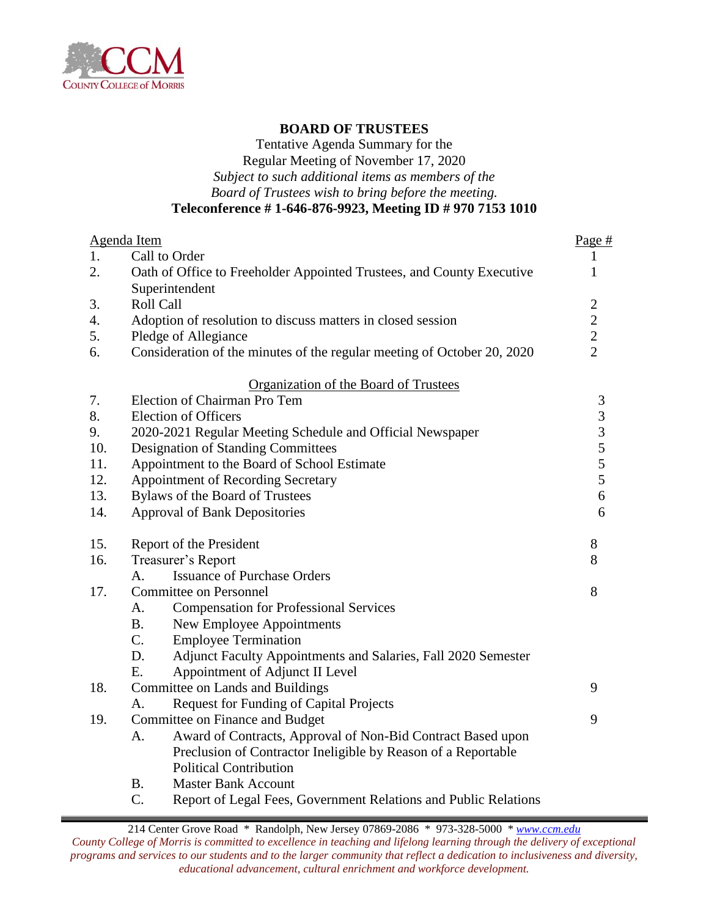# BOARD OF TRUSTEES

Tentative Agenda Summary for the
Regular Meeting of November 17, 2020
*Subject to such additional items as members of the*
*Board of Trustees wish to bring before the meeting.*
**Teleconference # 1-646-876-9923, Meeting ID # 970 7153 1010**

| | Agenda Item | Page # |
|---|---|---|
| 1. | Call to Order | 1 |
| 2. | Oath of Office to Freeholder Appointed Trustees, and County Executive Superintendent | 1 |
| 3. | Roll Call | 2 |
| 4. | Adoption of resolution to discuss matters in closed session | 2 |
| 5. | Pledge of Allegiance | 2 |
| 6. | Consideration of the minutes of the regular meeting of October 20, 2020 | 2 |
| | **Organization of the Board of Trustees** | |
| 7. | Election of Chairman Pro Tem | 3 |
| 8. | Election of Officers | 3 |
| 9. | 2020-2021 Regular Meeting Schedule and Official Newspaper | 3 |
| 10. | Designation of Standing Committees | 5 |
| 11. | Appointment to the Board of School Estimate | 5 |
| 12. | Appointment of Recording Secretary | 5 |
| 13. | Bylaws of the Board of Trustees | 6 |
| 14. | Approval of Bank Depositories | 6 |
| 15. | Report of the President | 8 |
| 16. | Treasurer's Report<br>A. Issuance of Purchase Orders | 8 |
| 17. | Committee on Personnel<br>A. Compensation for Professional Services<br>B. New Employee Appointments<br>C. Employee Termination<br>D. Adjunct Faculty Appointments and Salaries, Fall 2020 Semester<br>E. Appointment of Adjunct II Level | 8 |
| 18. | Committee on Lands and Buildings<br>A. Request for Funding of Capital Projects | 9 |
| 19. | Committee on Finance and Budget<br>A. Award of Contracts, Approval of Non-Bid Contract Based upon Preclusion of Contractor Ineligible by Reason of a Reportable Political Contribution<br>B. Master Bank Account<br>C. Report of Legal Fees, Government Relations and Public Relations | 9 |

214 Center Grove Road * Randolph, New Jersey 07869-2086 * 973-328-5000 * www.ccm.edu

*County College of Morris is committed to excellence in teaching and lifelong learning through the delivery of exceptional programs and services to our students and to the larger community that reflect a dedication to inclusiveness and diversity, educational advancement, cultural enrichment and workforce development.*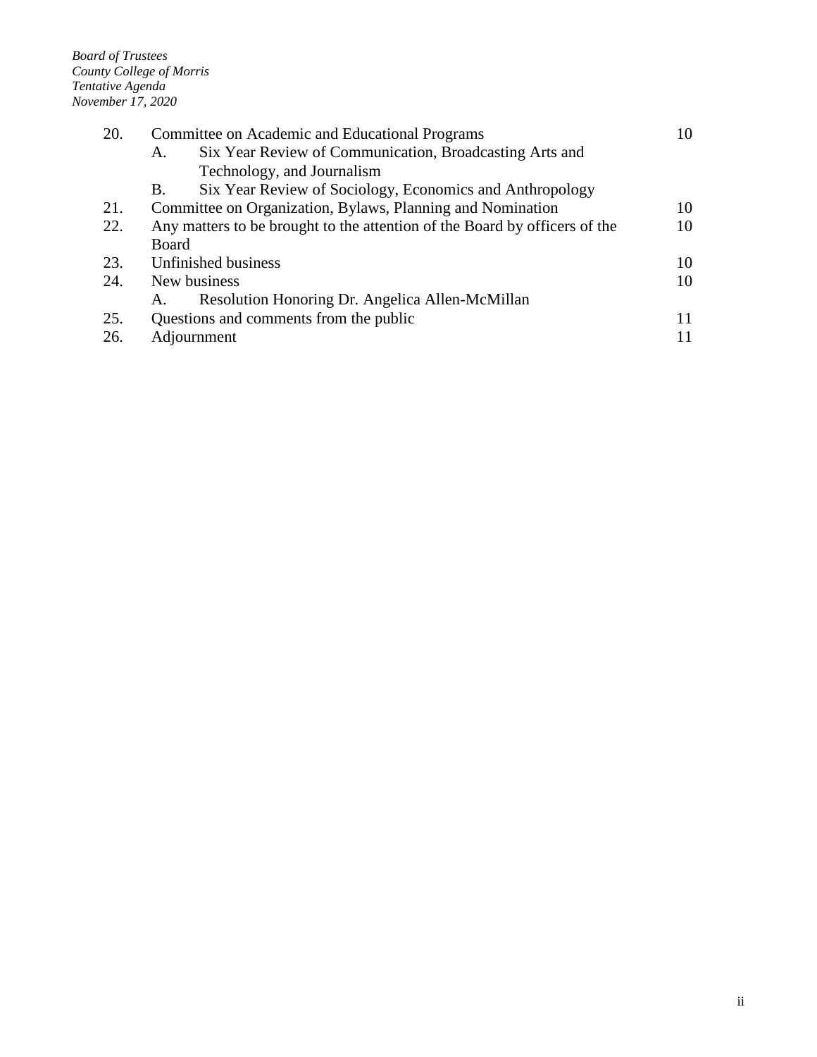| | | | |
|---|---|---|---|
| 20. | Committee on Academic and Educational Programs | | 10 |
| | A. | Six Year Review of Communication, Broadcasting Arts and Technology, and Journalism | |
| | B. | Six Year Review of Sociology, Economics and Anthropology | |
| 21. | Committee on Organization, Bylaws, Planning and Nomination | | 10 |
| 22. | Any matters to be brought to the attention of the Board by officers of the Board | | 10 |
| 23. | Unfinished business | | 10 |
| 24. | New business | | 10 |
| | A. | Resolution Honoring Dr. Angelica Allen-McMillan | |
| 25. | Questions and comments from the public | | 11 |
| 26. | Adjournment | | 11 |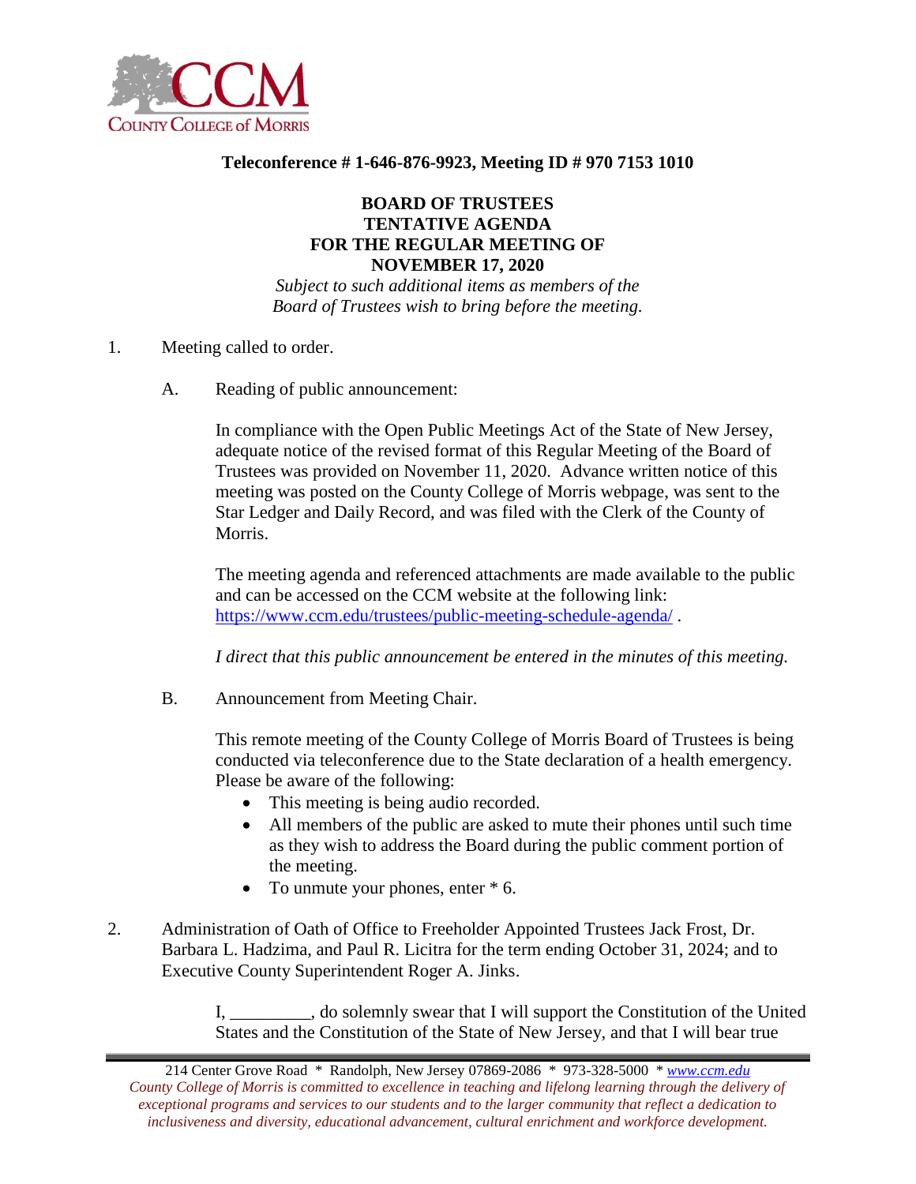**Teleconference # 1-646-876-9923, Meeting ID # 970 7153 1010**

**BOARD OF TRUSTEES**
**TENTATIVE AGENDA**
**FOR THE REGULAR MEETING OF**
**NOVEMBER 17, 2020**

*Subject to such additional items as members of the Board of Trustees wish to bring before the meeting.*

1. Meeting called to order.

   A. Reading of public announcement:

   In compliance with the Open Public Meetings Act of the State of New Jersey, adequate notice of the revised format of this Regular Meeting of the Board of Trustees was provided on November 11, 2020. Advance written notice of this meeting was posted on the County College of Morris webpage, was sent to the Star Ledger and Daily Record, and was filed with the Clerk of the County of Morris.

   The meeting agenda and referenced attachments are made available to the public and can be accessed on the CCM website at the following link: https://www.ccm.edu/trustees/public-meeting-schedule-agenda/ .

   *I direct that this public announcement be entered in the minutes of this meeting.*

   B. Announcement from Meeting Chair.

   This remote meeting of the County College of Morris Board of Trustees is being conducted via teleconference due to the State declaration of a health emergency. Please be aware of the following:

   - This meeting is being audio recorded.
   - All members of the public are asked to mute their phones until such time as they wish to address the Board during the public comment portion of the meeting.
   - To unmute your phones, enter * 6.

2. Administration of Oath of Office to Freeholder Appointed Trustees Jack Frost, Dr. Barbara L. Hadzima, and Paul R. Licitra for the term ending October 31, 2024; and to Executive County Superintendent Roger A. Jinks.

   I, _________, do solemnly swear that I will support the Constitution of the United States and the Constitution of the State of New Jersey, and that I will bear true

214 Center Grove Road * Randolph, New Jersey 07869-2086 * 973-328-5000 * www.ccm.edu

*County College of Morris is committed to excellence in teaching and lifelong learning through the delivery of exceptional programs and services to our students and to the larger community that reflect a dedication to inclusiveness and diversity, educational advancement, cultural enrichment and workforce development.*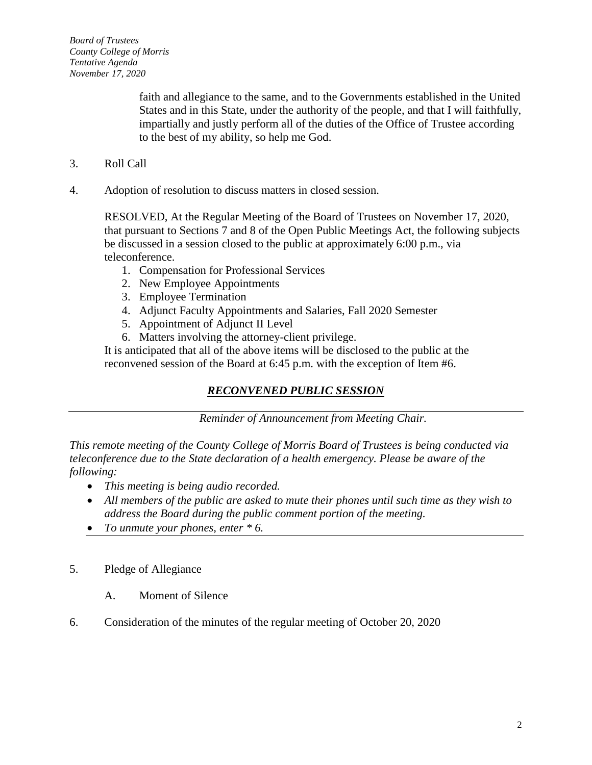faith and allegiance to the same, and to the Governments established in the United States and in this State, under the authority of the people, and that I will faithfully, impartially and justly perform all of the duties of the Office of Trustee according to the best of my ability, so help me God.

3. Roll Call

4. Adoption of resolution to discuss matters in closed session.

   RESOLVED, At the Regular Meeting of the Board of Trustees on November 17, 2020, that pursuant to Sections 7 and 8 of the Open Public Meetings Act, the following subjects be discussed in a session closed to the public at approximately 6:00 p.m., via teleconference.

   1. Compensation for Professional Services
   2. New Employee Appointments
   3. Employee Termination
   4. Adjunct Faculty Appointments and Salaries, Fall 2020 Semester
   5. Appointment of Adjunct II Level
   6. Matters involving the attorney-client privilege.

   It is anticipated that all of the above items will be disclosed to the public at the reconvened session of the Board at 6:45 p.m. with the exception of Item #6.

## ***RECONVENED PUBLIC SESSION***

---

*Reminder of Announcement from Meeting Chair.*

*This remote meeting of the County College of Morris Board of Trustees is being conducted via teleconference due to the State declaration of a health emergency. Please be aware of the following:*

- *This meeting is being audio recorded.*
- *All members of the public are asked to mute their phones until such time as they wish to address the Board during the public comment portion of the meeting.*
- *To unmute your phones, enter * 6.*

---

5. Pledge of Allegiance

   A. Moment of Silence

6. Consideration of the minutes of the regular meeting of October 20, 2020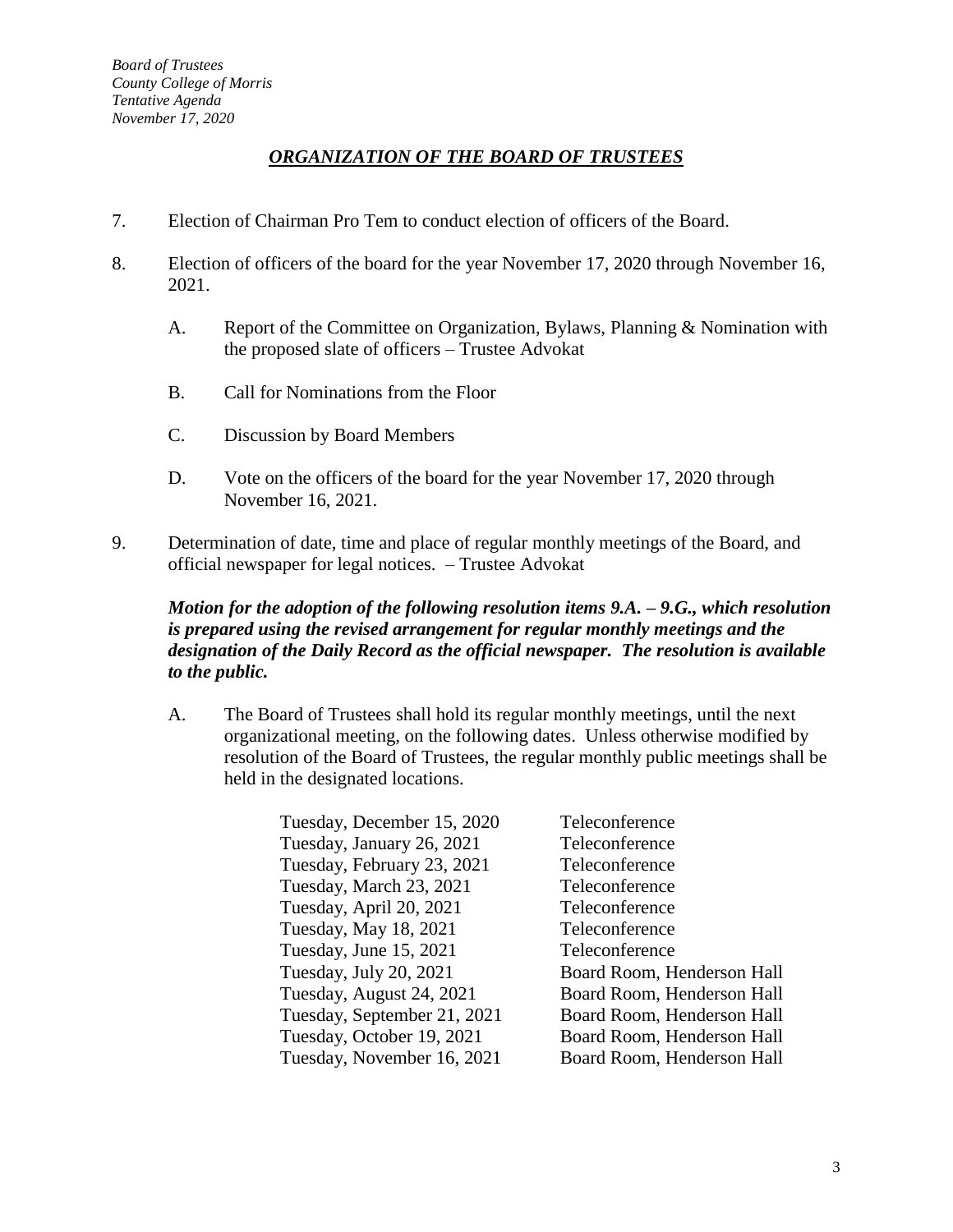## *ORGANIZATION OF THE BOARD OF TRUSTEES*

7. Election of Chairman Pro Tem to conduct election of officers of the Board.

8. Election of officers of the board for the year November 17, 2020 through November 16, 2021.

   A. Report of the Committee on Organization, Bylaws, Planning & Nomination with the proposed slate of officers – Trustee Advokat

   B. Call for Nominations from the Floor

   C. Discussion by Board Members

   D. Vote on the officers of the board for the year November 17, 2020 through November 16, 2021.

9. Determination of date, time and place of regular monthly meetings of the Board, and official newspaper for legal notices. – Trustee Advokat

   ***Motion for the adoption of the following resolution items 9.A. – 9.G., which resolution is prepared using the revised arrangement for regular monthly meetings and the designation of the Daily Record as the official newspaper. The resolution is available to the public.***

   A. The Board of Trustees shall hold its regular monthly meetings, until the next organizational meeting, on the following dates. Unless otherwise modified by resolution of the Board of Trustees, the regular monthly public meetings shall be held in the designated locations.

| | |
|---|---|
| Tuesday, December 15, 2020 | Teleconference |
| Tuesday, January 26, 2021 | Teleconference |
| Tuesday, February 23, 2021 | Teleconference |
| Tuesday, March 23, 2021 | Teleconference |
| Tuesday, April 20, 2021 | Teleconference |
| Tuesday, May 18, 2021 | Teleconference |
| Tuesday, June 15, 2021 | Teleconference |
| Tuesday, July 20, 2021 | Board Room, Henderson Hall |
| Tuesday, August 24, 2021 | Board Room, Henderson Hall |
| Tuesday, September 21, 2021 | Board Room, Henderson Hall |
| Tuesday, October 19, 2021 | Board Room, Henderson Hall |
| Tuesday, November 16, 2021 | Board Room, Henderson Hall |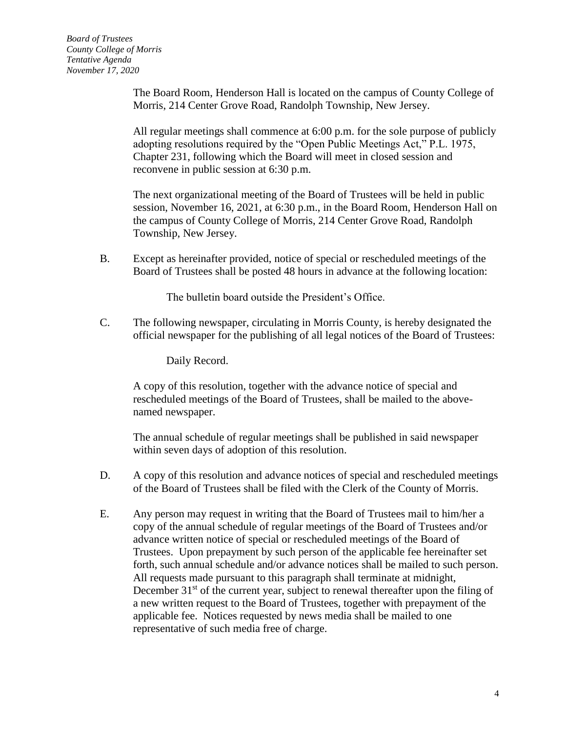The Board Room, Henderson Hall is located on the campus of County College of Morris, 214 Center Grove Road, Randolph Township, New Jersey.

All regular meetings shall commence at 6:00 p.m. for the sole purpose of publicly adopting resolutions required by the "Open Public Meetings Act," P.L. 1975, Chapter 231, following which the Board will meet in closed session and reconvene in public session at 6:30 p.m.

The next organizational meeting of the Board of Trustees will be held in public session, November 16, 2021, at 6:30 p.m., in the Board Room, Henderson Hall on the campus of County College of Morris, 214 Center Grove Road, Randolph Township, New Jersey.

B. Except as hereinafter provided, notice of special or rescheduled meetings of the Board of Trustees shall be posted 48 hours in advance at the following location:

The bulletin board outside the President's Office.

C. The following newspaper, circulating in Morris County, is hereby designated the official newspaper for the publishing of all legal notices of the Board of Trustees:

Daily Record.

A copy of this resolution, together with the advance notice of special and rescheduled meetings of the Board of Trustees, shall be mailed to the above-named newspaper.

The annual schedule of regular meetings shall be published in said newspaper within seven days of adoption of this resolution.

D. A copy of this resolution and advance notices of special and rescheduled meetings of the Board of Trustees shall be filed with the Clerk of the County of Morris.

E. Any person may request in writing that the Board of Trustees mail to him/her a copy of the annual schedule of regular meetings of the Board of Trustees and/or advance written notice of special or rescheduled meetings of the Board of Trustees. Upon prepayment by such person of the applicable fee hereinafter set forth, such annual schedule and/or advance notices shall be mailed to such person. All requests made pursuant to this paragraph shall terminate at midnight, December 31st of the current year, subject to renewal thereafter upon the filing of a new written request to the Board of Trustees, together with prepayment of the applicable fee. Notices requested by news media shall be mailed to one representative of such media free of charge.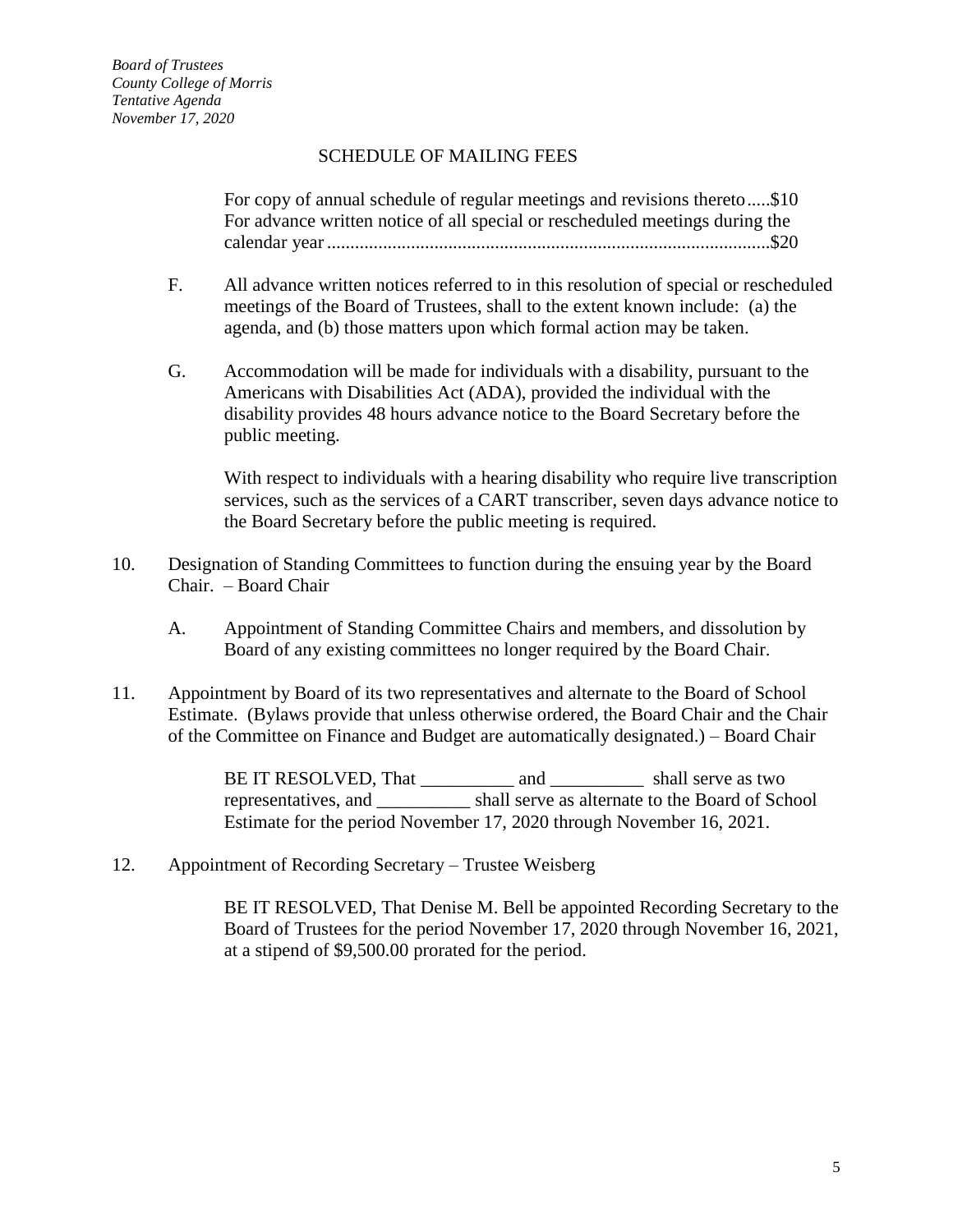SCHEDULE OF MAILING FEES

For copy of annual schedule of regular meetings and revisions thereto.....$10
For advance written notice of all special or rescheduled meetings during the calendar year.............................................................................................$20

F. All advance written notices referred to in this resolution of special or rescheduled meetings of the Board of Trustees, shall to the extent known include: (a) the agenda, and (b) those matters upon which formal action may be taken.

G. Accommodation will be made for individuals with a disability, pursuant to the Americans with Disabilities Act (ADA), provided the individual with the disability provides 48 hours advance notice to the Board Secretary before the public meeting.

With respect to individuals with a hearing disability who require live transcription services, such as the services of a CART transcriber, seven days advance notice to the Board Secretary before the public meeting is required.

10. Designation of Standing Committees to function during the ensuing year by the Board Chair. – Board Chair

    A. Appointment of Standing Committee Chairs and members, and dissolution by Board of any existing committees no longer required by the Board Chair.

11. Appointment by Board of its two representatives and alternate to the Board of School Estimate. (Bylaws provide that unless otherwise ordered, the Board Chair and the Chair of the Committee on Finance and Budget are automatically designated.) – Board Chair

    BE IT RESOLVED, That __________ and __________ shall serve as two representatives, and __________ shall serve as alternate to the Board of School Estimate for the period November 17, 2020 through November 16, 2021.

12. Appointment of Recording Secretary – Trustee Weisberg

    BE IT RESOLVED, That Denise M. Bell be appointed Recording Secretary to the Board of Trustees for the period November 17, 2020 through November 16, 2021, at a stipend of $9,500.00 prorated for the period.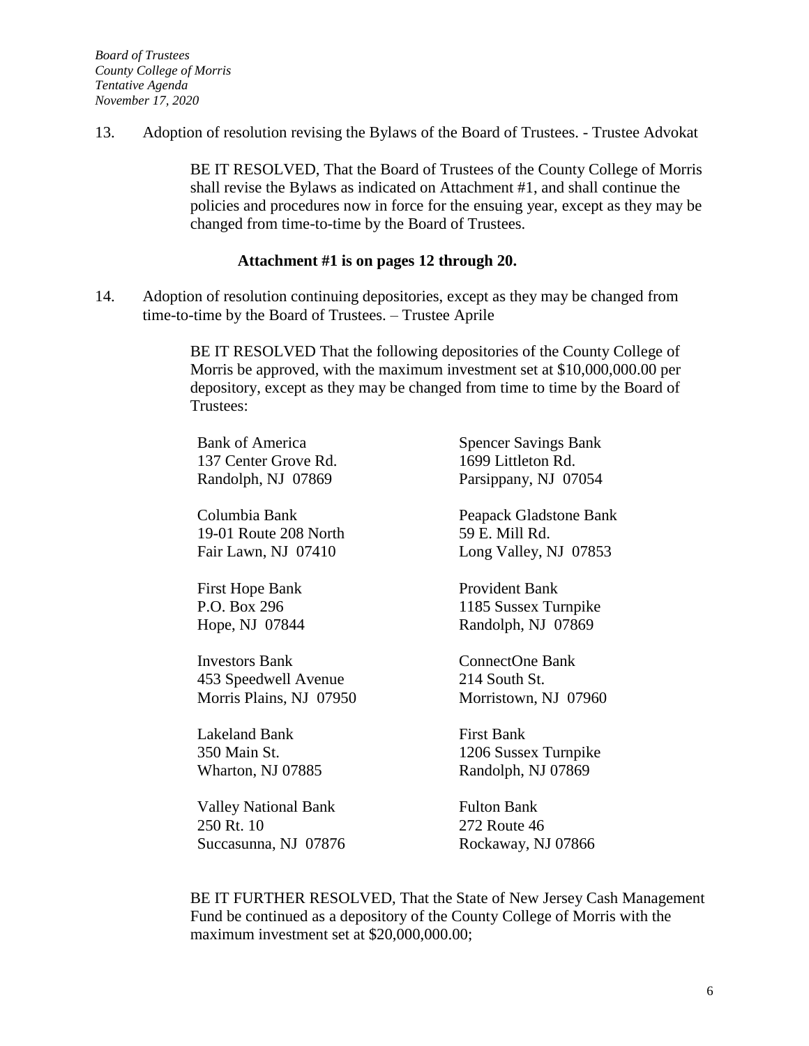13. Adoption of resolution revising the Bylaws of the Board of Trustees. - Trustee Advokat

    BE IT RESOLVED, That the Board of Trustees of the County College of Morris shall revise the Bylaws as indicated on Attachment #1, and shall continue the policies and procedures now in force for the ensuing year, except as they may be changed from time-to-time by the Board of Trustees.

    **Attachment #1 is on pages 12 through 20.**

14. Adoption of resolution continuing depositories, except as they may be changed from time-to-time by the Board of Trustees. – Trustee Aprile

    BE IT RESOLVED That the following depositories of the County College of Morris be approved, with the maximum investment set at $10,000,000.00 per depository, except as they may be changed from time to time by the Board of Trustees:

    Bank of America
    137 Center Grove Rd.
    Randolph, NJ 07869

    Columbia Bank
    19-01 Route 208 North
    Fair Lawn, NJ 07410

    First Hope Bank
    P.O. Box 296
    Hope, NJ 07844

    Investors Bank
    453 Speedwell Avenue
    Morris Plains, NJ 07950

    Lakeland Bank
    350 Main St.
    Wharton, NJ 07885

    Valley National Bank
    250 Rt. 10
    Succasunna, NJ 07876

    Spencer Savings Bank
    1699 Littleton Rd.
    Parsippany, NJ 07054

    Peapack Gladstone Bank
    59 E. Mill Rd.
    Long Valley, NJ 07853

    Provident Bank
    1185 Sussex Turnpike
    Randolph, NJ 07869

    ConnectOne Bank
    214 South St.
    Morristown, NJ 07960

    First Bank
    1206 Sussex Turnpike
    Randolph, NJ 07869

    Fulton Bank
    272 Route 46
    Rockaway, NJ 07866

    BE IT FURTHER RESOLVED, That the State of New Jersey Cash Management Fund be continued as a depository of the County College of Morris with the maximum investment set at $20,000,000.00;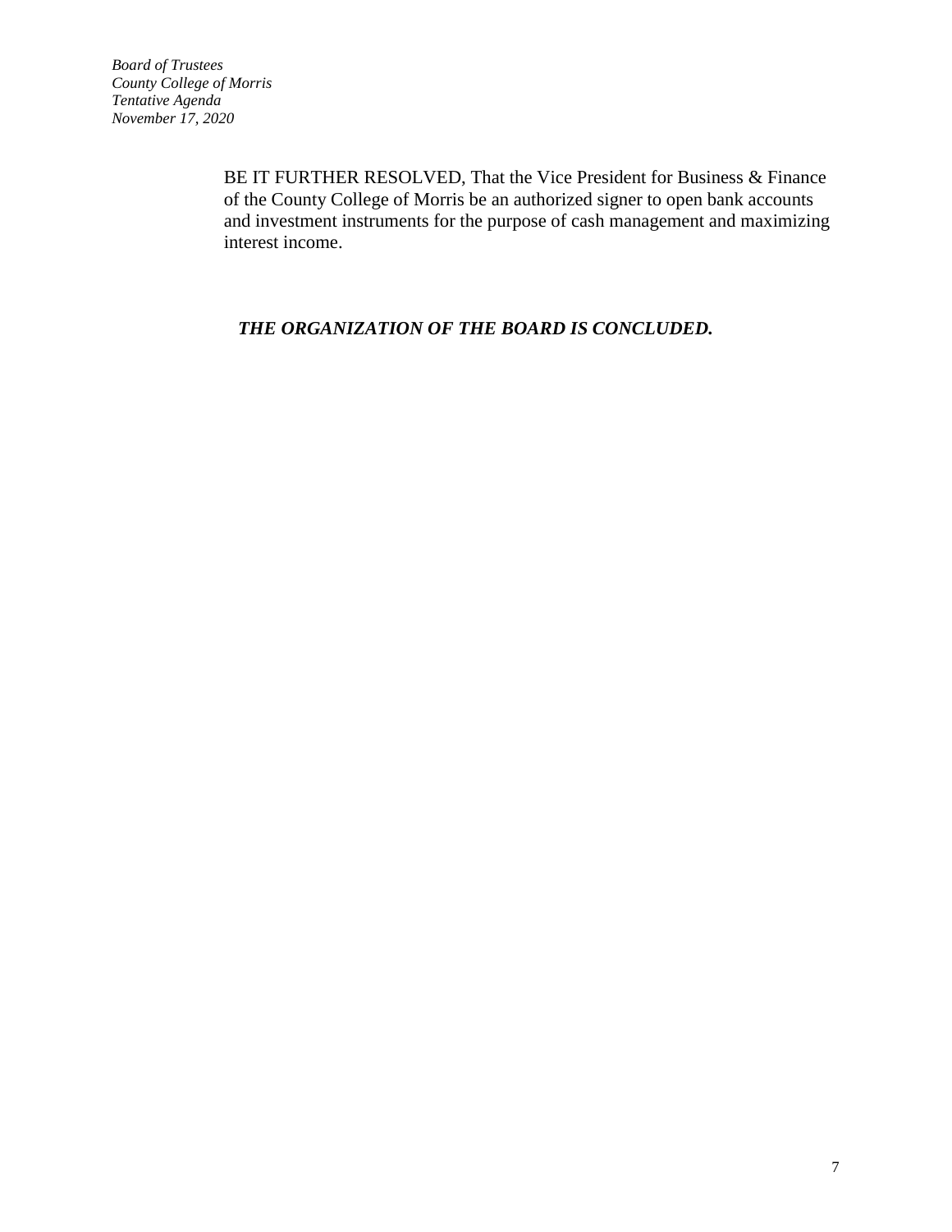BE IT FURTHER RESOLVED, That the Vice President for Business & Finance of the County College of Morris be an authorized signer to open bank accounts and investment instruments for the purpose of cash management and maximizing interest income.

***THE ORGANIZATION OF THE BOARD IS CONCLUDED.***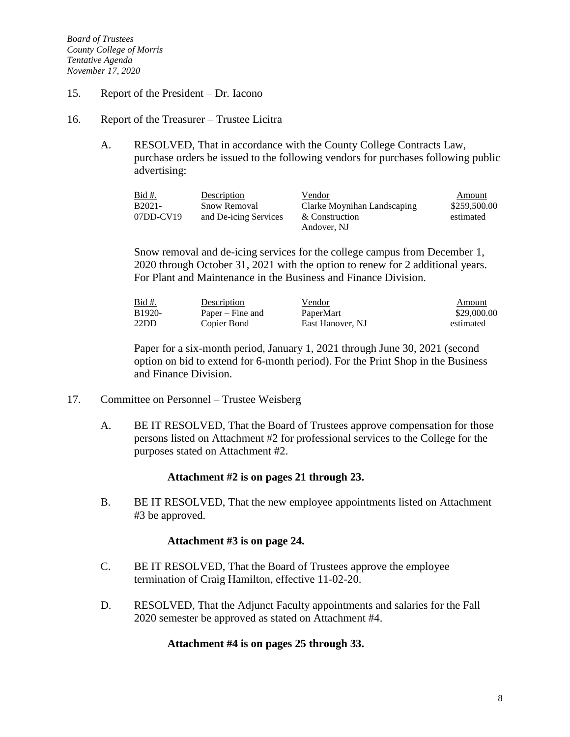15. Report of the President – Dr. Iacono

16. Report of the Treasurer – Trustee Licitra

    A. RESOLVED, That in accordance with the County College Contracts Law, purchase orders be issued to the following vendors for purchases following public advertising:

| Bid #. | Description | Vendor | Amount |
|---|---|---|---|
| B2021-07DD-CV19 | Snow Removal and De-icing Services | Clarke Moynihan Landscaping & Construction Andover, NJ | $259,500.00 estimated |

    Snow removal and de-icing services for the college campus from December 1, 2020 through October 31, 2021 with the option to renew for 2 additional years. For Plant and Maintenance in the Business and Finance Division.

| Bid #. | Description | Vendor | Amount |
|---|---|---|---|
| B1920-22DD | Paper – Fine and Copier Bond | PaperMart East Hanover, NJ | $29,000.00 estimated |

    Paper for a six-month period, January 1, 2021 through June 30, 2021 (second option on bid to extend for 6-month period). For the Print Shop in the Business and Finance Division.

17. Committee on Personnel – Trustee Weisberg

    A. BE IT RESOLVED, That the Board of Trustees approve compensation for those persons listed on Attachment #2 for professional services to the College for the purposes stated on Attachment #2.

    **Attachment #2 is on pages 21 through 23.**

    B. BE IT RESOLVED, That the new employee appointments listed on Attachment #3 be approved.

    **Attachment #3 is on page 24.**

    C. BE IT RESOLVED, That the Board of Trustees approve the employee termination of Craig Hamilton, effective 11-02-20.

    D. RESOLVED, That the Adjunct Faculty appointments and salaries for the Fall 2020 semester be approved as stated on Attachment #4.

    **Attachment #4 is on pages 25 through 33.**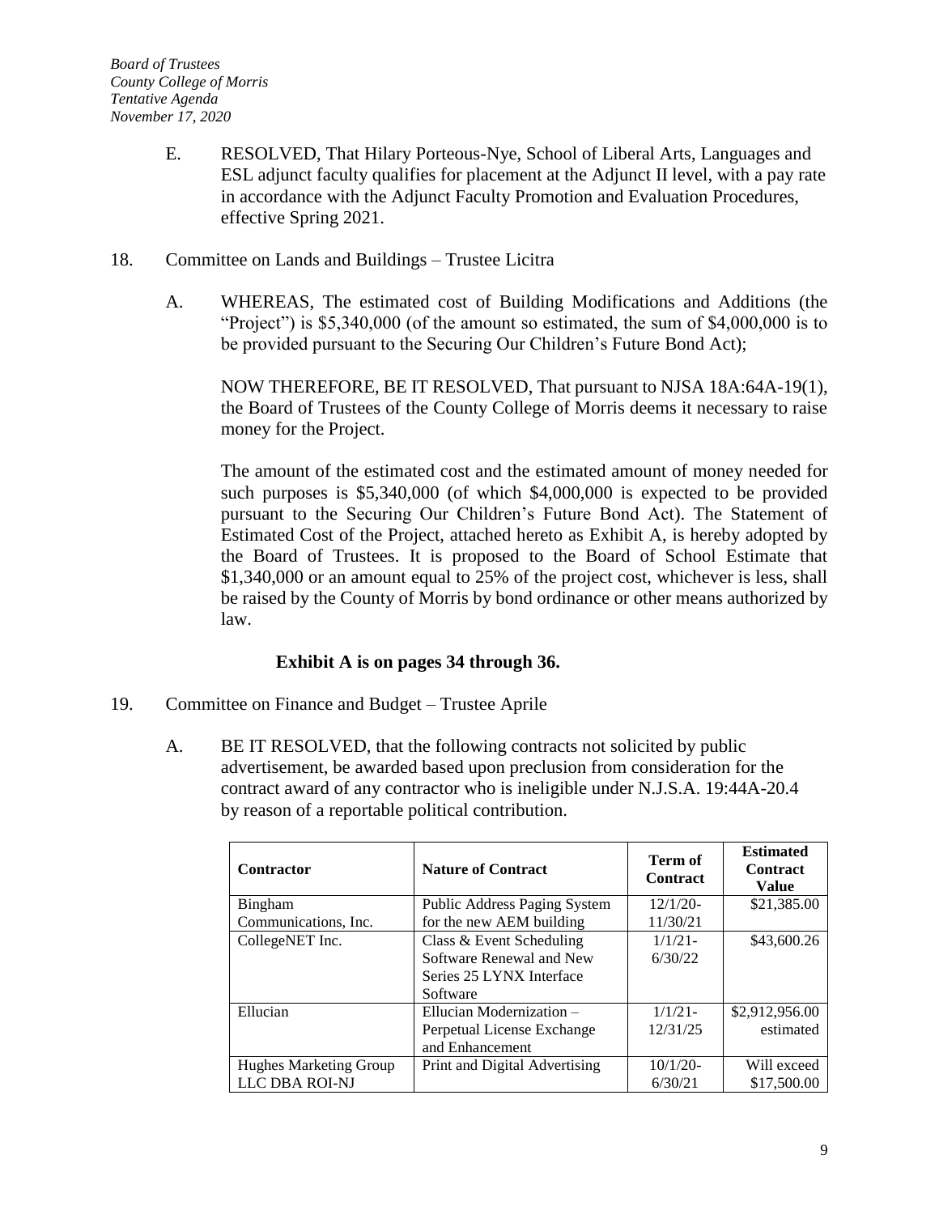E. RESOLVED, That Hilary Porteous-Nye, School of Liberal Arts, Languages and ESL adjunct faculty qualifies for placement at the Adjunct II level, with a pay rate in accordance with the Adjunct Faculty Promotion and Evaluation Procedures, effective Spring 2021.

18. Committee on Lands and Buildings – Trustee Licitra

A. WHEREAS, The estimated cost of Building Modifications and Additions (the "Project") is $5,340,000 (of the amount so estimated, the sum of $4,000,000 is to be provided pursuant to the Securing Our Children's Future Bond Act);

NOW THEREFORE, BE IT RESOLVED, That pursuant to NJSA 18A:64A-19(1), the Board of Trustees of the County College of Morris deems it necessary to raise money for the Project.

The amount of the estimated cost and the estimated amount of money needed for such purposes is $5,340,000 (of which $4,000,000 is expected to be provided pursuant to the Securing Our Children's Future Bond Act). The Statement of Estimated Cost of the Project, attached hereto as Exhibit A, is hereby adopted by the Board of Trustees. It is proposed to the Board of School Estimate that $1,340,000 or an amount equal to 25% of the project cost, whichever is less, shall be raised by the County of Morris by bond ordinance or other means authorized by law.

**Exhibit A is on pages 34 through 36.**

19. Committee on Finance and Budget – Trustee Aprile

A. BE IT RESOLVED, that the following contracts not solicited by public advertisement, be awarded based upon preclusion from consideration for the contract award of any contractor who is ineligible under N.J.S.A. 19:44A-20.4 by reason of a reportable political contribution.

| Contractor | Nature of Contract | Term of Contract | Estimated Contract Value |
|---|---|---|---|
| Bingham Communications, Inc. | Public Address Paging System for the new AEM building | 12/1/20-11/30/21 | $21,385.00 |
| CollegeNET Inc. | Class & Event Scheduling Software Renewal and New Series 25 LYNX Interface Software | 1/1/21-6/30/22 | $43,600.26 |
| Ellucian | Ellucian Modernization – Perpetual License Exchange and Enhancement | 1/1/21-12/31/25 | $2,912,956.00 estimated |
| Hughes Marketing Group LLC DBA ROI-NJ | Print and Digital Advertising | 10/1/20-6/30/21 | Will exceed $17,500.00 |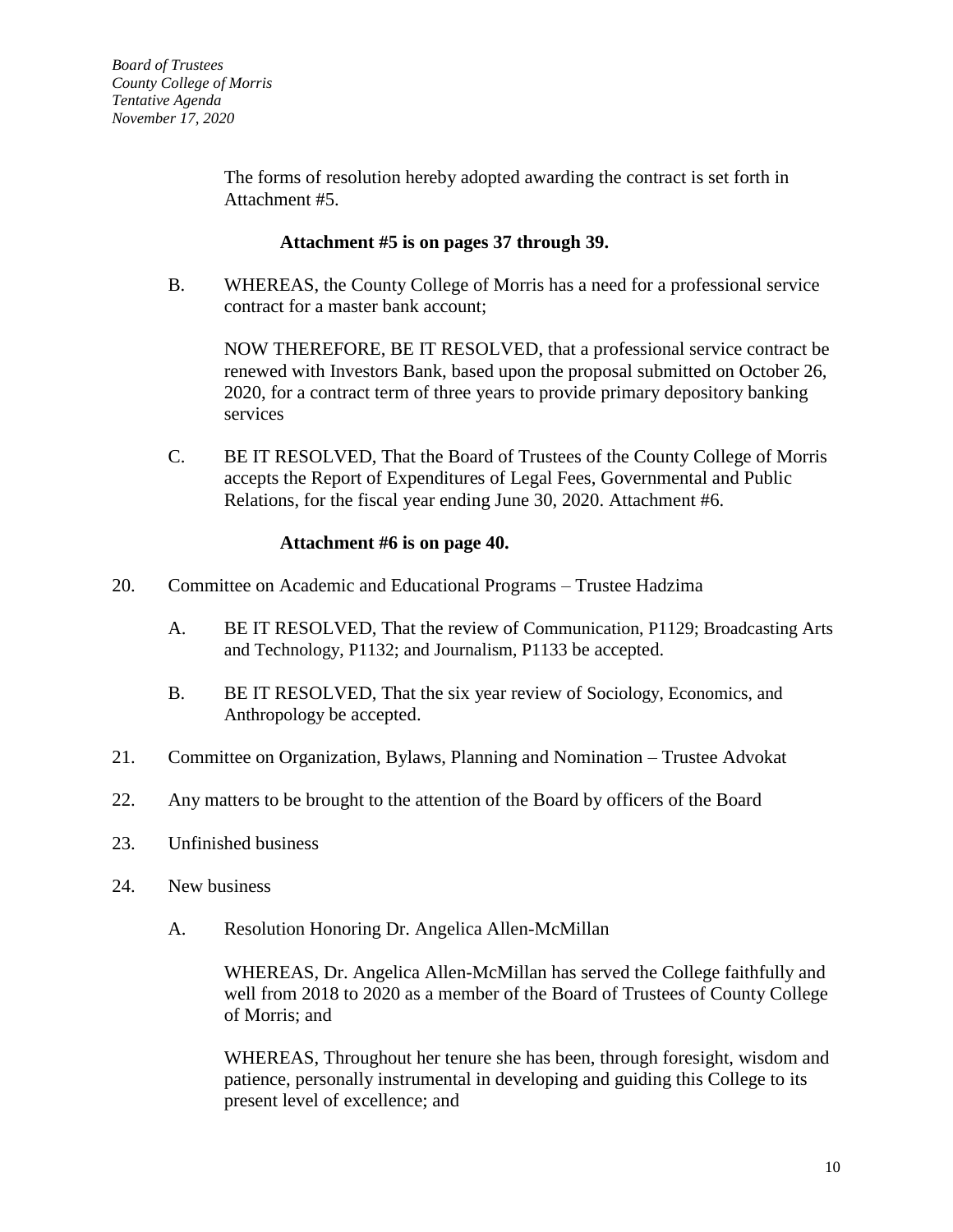The forms of resolution hereby adopted awarding the contract is set forth in Attachment #5.

**Attachment #5 is on pages 37 through 39.**

B. WHEREAS, the County College of Morris has a need for a professional service contract for a master bank account;

NOW THEREFORE, BE IT RESOLVED, that a professional service contract be renewed with Investors Bank, based upon the proposal submitted on October 26, 2020, for a contract term of three years to provide primary depository banking services

C. BE IT RESOLVED, That the Board of Trustees of the County College of Morris accepts the Report of Expenditures of Legal Fees, Governmental and Public Relations, for the fiscal year ending June 30, 2020. Attachment #6.

**Attachment #6 is on page 40.**

20. Committee on Academic and Educational Programs – Trustee Hadzima

A. BE IT RESOLVED, That the review of Communication, P1129; Broadcasting Arts and Technology, P1132; and Journalism, P1133 be accepted.

B. BE IT RESOLVED, That the six year review of Sociology, Economics, and Anthropology be accepted.

21. Committee on Organization, Bylaws, Planning and Nomination – Trustee Advokat

22. Any matters to be brought to the attention of the Board by officers of the Board

23. Unfinished business

24. New business

A. Resolution Honoring Dr. Angelica Allen-McMillan

WHEREAS, Dr. Angelica Allen-McMillan has served the College faithfully and well from 2018 to 2020 as a member of the Board of Trustees of County College of Morris; and

WHEREAS, Throughout her tenure she has been, through foresight, wisdom and patience, personally instrumental in developing and guiding this College to its present level of excellence; and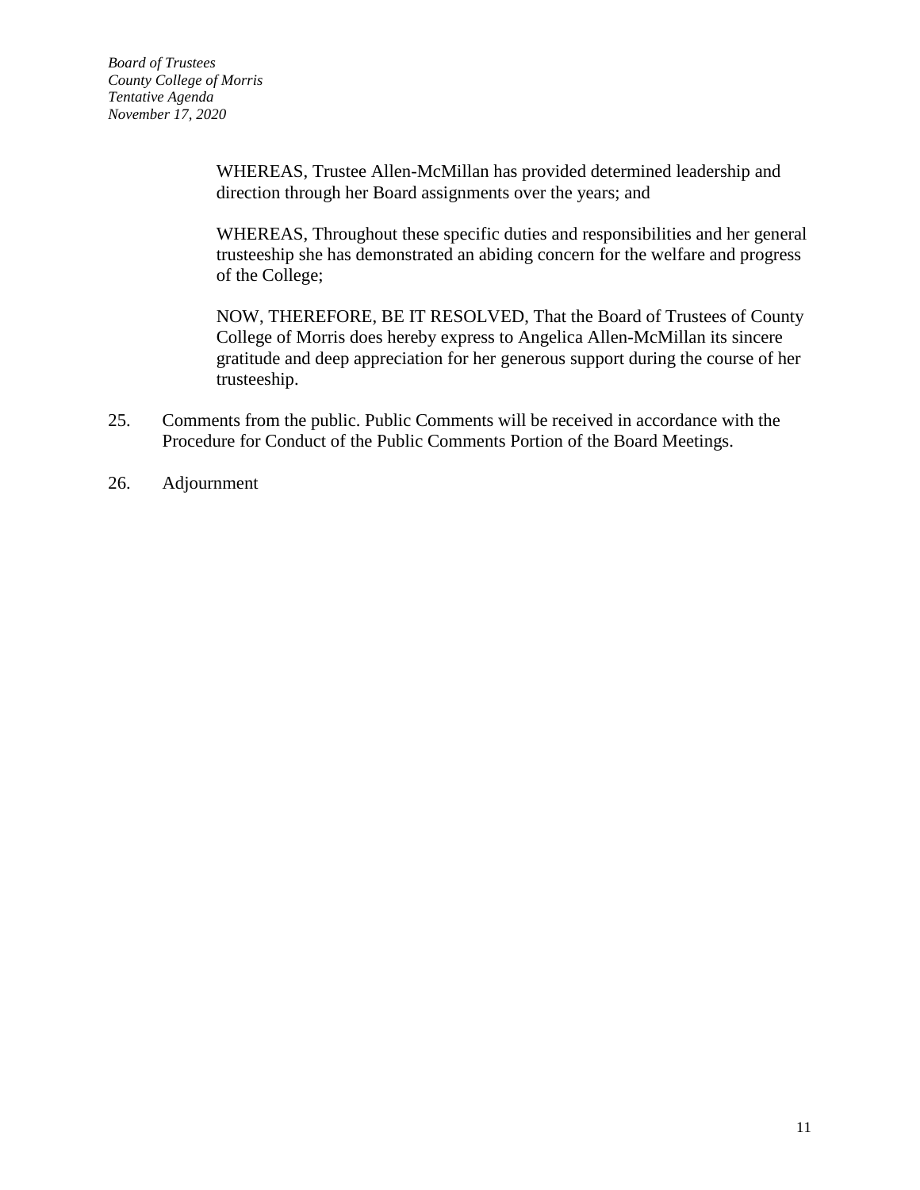WHEREAS, Trustee Allen-McMillan has provided determined leadership and direction through her Board assignments over the years; and

WHEREAS, Throughout these specific duties and responsibilities and her general trusteeship she has demonstrated an abiding concern for the welfare and progress of the College;

NOW, THEREFORE, BE IT RESOLVED, That the Board of Trustees of County College of Morris does hereby express to Angelica Allen-McMillan its sincere gratitude and deep appreciation for her generous support during the course of her trusteeship.

25. Comments from the public. Public Comments will be received in accordance with the Procedure for Conduct of the Public Comments Portion of the Board Meetings.

26. Adjournment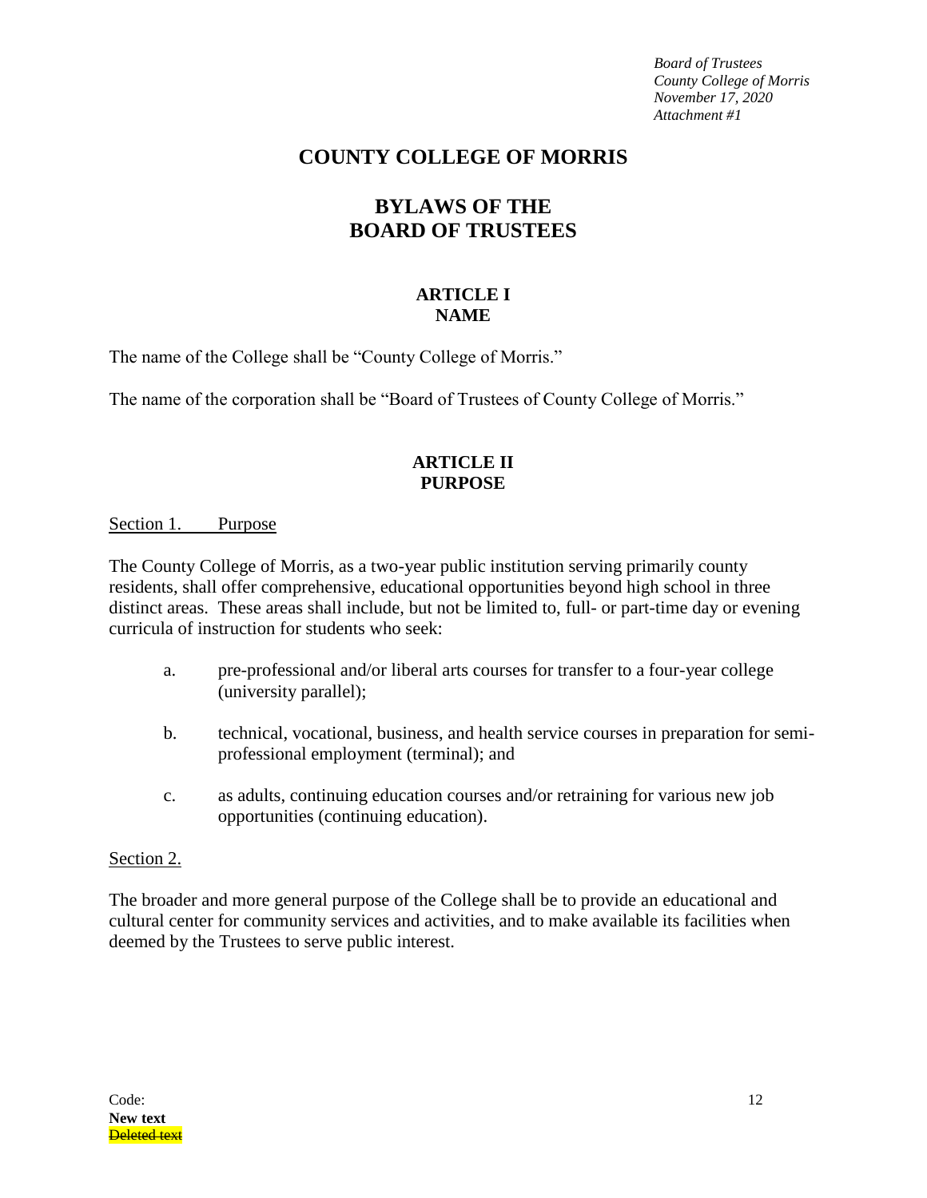*Board of Trustees*
*County College of Morris*
*November 17, 2020*
*Attachment #1*

# COUNTY COLLEGE OF MORRIS

# BYLAWS OF THE BOARD OF TRUSTEES

## ARTICLE I NAME

The name of the College shall be "County College of Morris."

The name of the corporation shall be "Board of Trustees of County College of Morris."

## ARTICLE II PURPOSE

Section 1. Purpose

The County College of Morris, as a two-year public institution serving primarily county residents, shall offer comprehensive, educational opportunities beyond high school in three distinct areas. These areas shall include, but not be limited to, full- or part-time day or evening curricula of instruction for students who seek:

a. pre-professional and/or liberal arts courses for transfer to a four-year college (university parallel);

b. technical, vocational, business, and health service courses in preparation for semi-professional employment (terminal); and

c. as adults, continuing education courses and/or retraining for various new job opportunities (continuing education).

Section 2.

The broader and more general purpose of the College shall be to provide an educational and cultural center for community services and activities, and to make available its facilities when deemed by the Trustees to serve public interest.

Code:
**New text**
~~Deleted text~~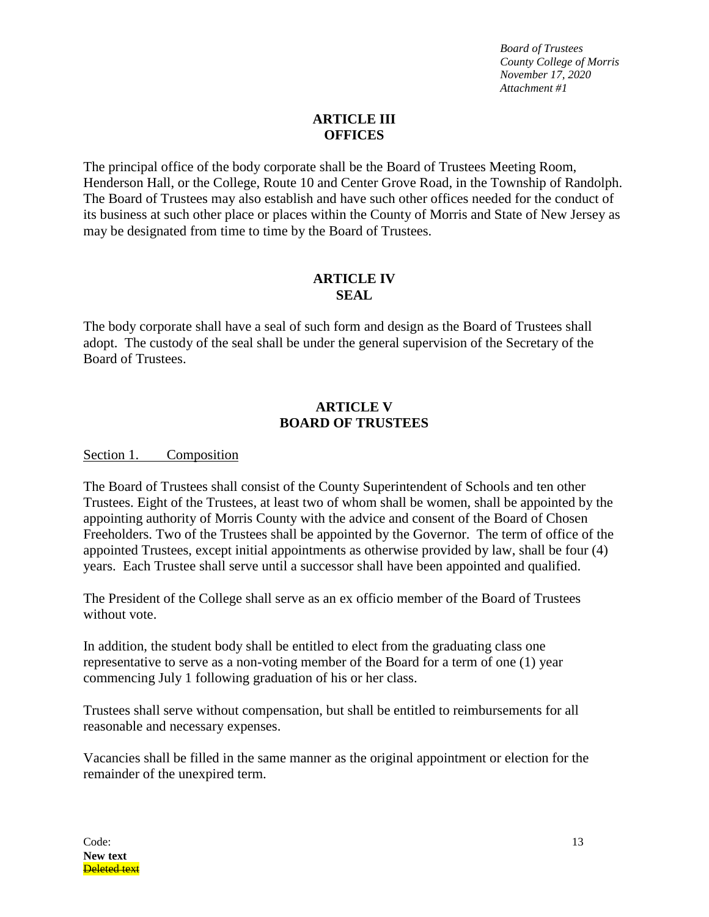## ARTICLE III
## OFFICES

The principal office of the body corporate shall be the Board of Trustees Meeting Room, Henderson Hall, or the College, Route 10 and Center Grove Road, in the Township of Randolph. The Board of Trustees may also establish and have such other offices needed for the conduct of its business at such other place or places within the County of Morris and State of New Jersey as may be designated from time to time by the Board of Trustees.

## ARTICLE IV
## SEAL

The body corporate shall have a seal of such form and design as the Board of Trustees shall adopt. The custody of the seal shall be under the general supervision of the Secretary of the Board of Trustees.

## ARTICLE V
## BOARD OF TRUSTEES

Section 1. Composition

The Board of Trustees shall consist of the County Superintendent of Schools and ten other Trustees. Eight of the Trustees, at least two of whom shall be women, shall be appointed by the appointing authority of Morris County with the advice and consent of the Board of Chosen Freeholders. Two of the Trustees shall be appointed by the Governor. The term of office of the appointed Trustees, except initial appointments as otherwise provided by law, shall be four (4) years. Each Trustee shall serve until a successor shall have been appointed and qualified.

The President of the College shall serve as an ex officio member of the Board of Trustees without vote.

In addition, the student body shall be entitled to elect from the graduating class one representative to serve as a non-voting member of the Board for a term of one (1) year commencing July 1 following graduation of his or her class.

Trustees shall serve without compensation, but shall be entitled to reimbursements for all reasonable and necessary expenses.

Vacancies shall be filled in the same manner as the original appointment or election for the remainder of the unexpired term.

Code:
**New text**
~~Deleted text~~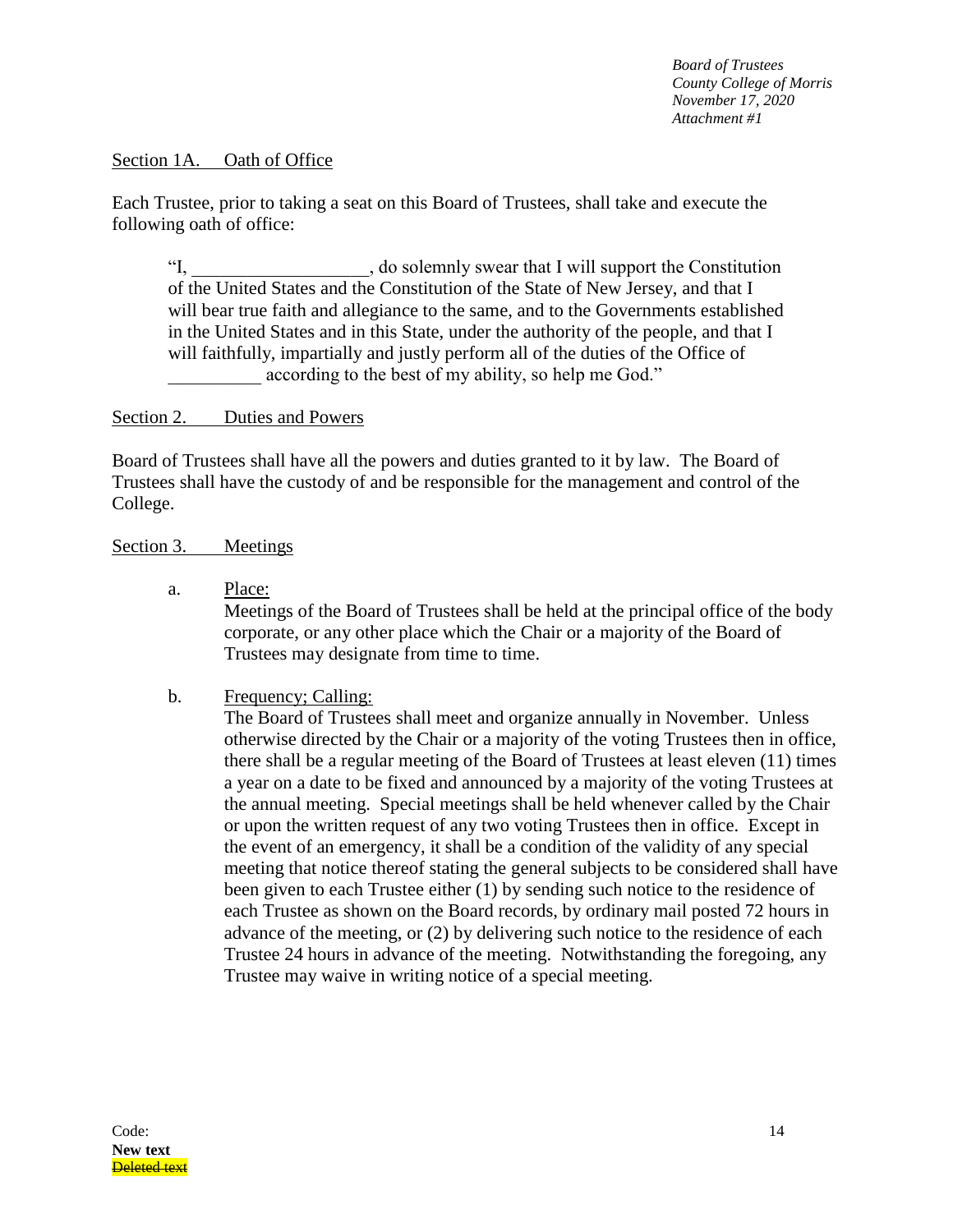Section 1A. Oath of Office

Each Trustee, prior to taking a seat on this Board of Trustees, shall take and execute the following oath of office:

> "I, \_\_\_\_\_\_\_\_\_\_\_\_\_\_\_\_\_\_\_, do solemnly swear that I will support the Constitution of the United States and the Constitution of the State of New Jersey, and that I will bear true faith and allegiance to the same, and to the Governments established in the United States and in this State, under the authority of the people, and that I will faithfully, impartially and justly perform all of the duties of the Office of \_\_\_\_\_\_\_\_\_\_ according to the best of my ability, so help me God."

Section 2. Duties and Powers

Board of Trustees shall have all the powers and duties granted to it by law. The Board of Trustees shall have the custody of and be responsible for the management and control of the College.

Section 3. Meetings

a. Place:
Meetings of the Board of Trustees shall be held at the principal office of the body corporate, or any other place which the Chair or a majority of the Board of Trustees may designate from time to time.

b. Frequency; Calling:
The Board of Trustees shall meet and organize annually in November. Unless otherwise directed by the Chair or a majority of the voting Trustees then in office, there shall be a regular meeting of the Board of Trustees at least eleven (11) times a year on a date to be fixed and announced by a majority of the voting Trustees at the annual meeting. Special meetings shall be held whenever called by the Chair or upon the written request of any two voting Trustees then in office. Except in the event of an emergency, it shall be a condition of the validity of any special meeting that notice thereof stating the general subjects to be considered shall have been given to each Trustee either (1) by sending such notice to the residence of each Trustee as shown on the Board records, by ordinary mail posted 72 hours in advance of the meeting, or (2) by delivering such notice to the residence of each Trustee 24 hours in advance of the meeting. Notwithstanding the foregoing, any Trustee may waive in writing notice of a special meeting.

Code:
**New text**
~~Deleted text~~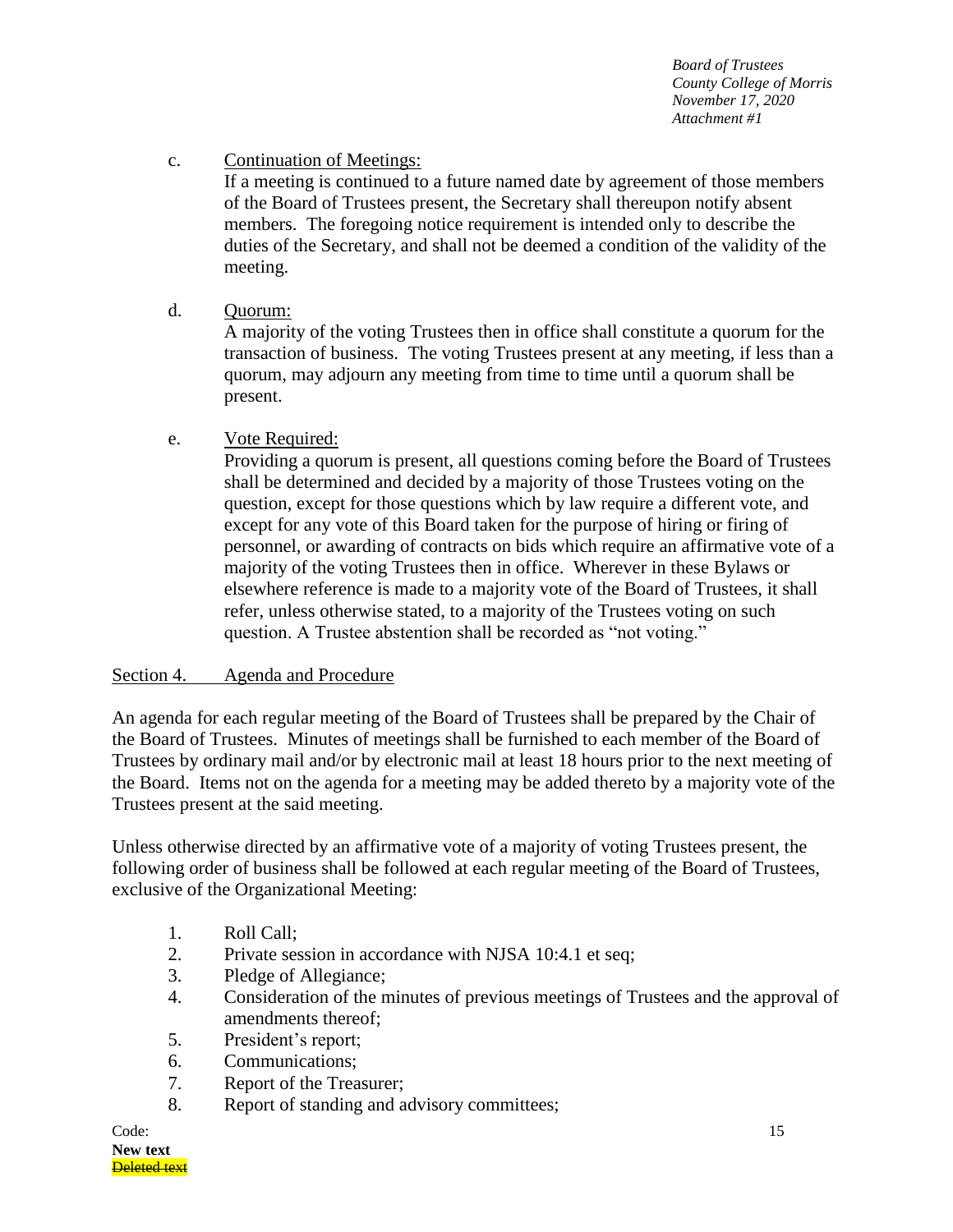c. Continuation of Meetings:
If a meeting is continued to a future named date by agreement of those members of the Board of Trustees present, the Secretary shall thereupon notify absent members. The foregoing notice requirement is intended only to describe the duties of the Secretary, and shall not be deemed a condition of the validity of the meeting.

d. Quorum:
A majority of the voting Trustees then in office shall constitute a quorum for the transaction of business. The voting Trustees present at any meeting, if less than a quorum, may adjourn any meeting from time to time until a quorum shall be present.

e. Vote Required:
Providing a quorum is present, all questions coming before the Board of Trustees shall be determined and decided by a majority of those Trustees voting on the question, except for those questions which by law require a different vote, and except for any vote of this Board taken for the purpose of hiring or firing of personnel, or awarding of contracts on bids which require an affirmative vote of a majority of the voting Trustees then in office. Wherever in these Bylaws or elsewhere reference is made to a majority vote of the Board of Trustees, it shall refer, unless otherwise stated, to a majority of the Trustees voting on such question. A Trustee abstention shall be recorded as "not voting."

Section 4. Agenda and Procedure

An agenda for each regular meeting of the Board of Trustees shall be prepared by the Chair of the Board of Trustees. Minutes of meetings shall be furnished to each member of the Board of Trustees by ordinary mail and/or by electronic mail at least 18 hours prior to the next meeting of the Board. Items not on the agenda for a meeting may be added thereto by a majority vote of the Trustees present at the said meeting.

Unless otherwise directed by an affirmative vote of a majority of voting Trustees present, the following order of business shall be followed at each regular meeting of the Board of Trustees, exclusive of the Organizational Meeting:

1. Roll Call;
2. Private session in accordance with NJSA 10:4.1 et seq;
3. Pledge of Allegiance;
4. Consideration of the minutes of previous meetings of Trustees and the approval of amendments thereof;
5. President's report;
6. Communications;
7. Report of the Treasurer;
8. Report of standing and advisory committees;

Code:
**New text**
~~Deleted text~~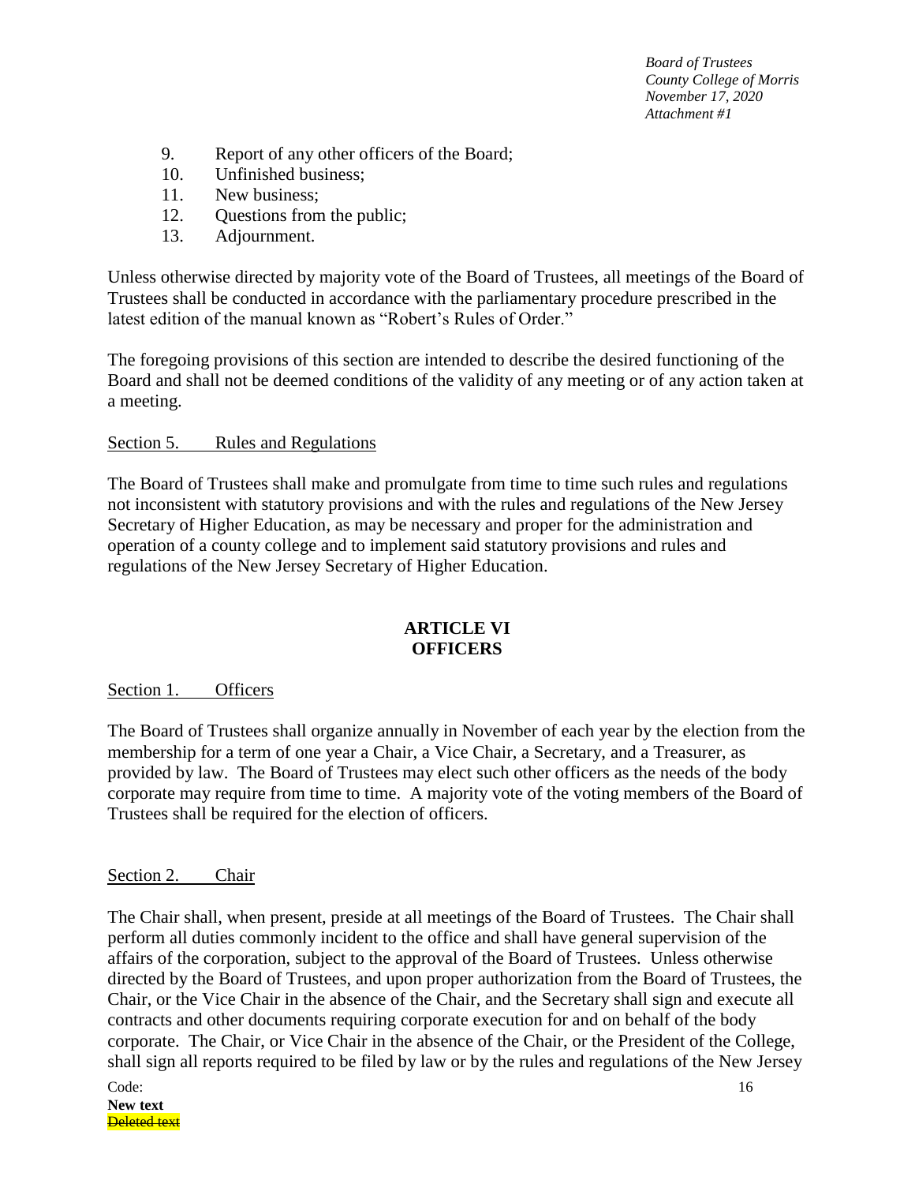9. Report of any other officers of the Board;
10. Unfinished business;
11. New business;
12. Questions from the public;
13. Adjournment.

Unless otherwise directed by majority vote of the Board of Trustees, all meetings of the Board of Trustees shall be conducted in accordance with the parliamentary procedure prescribed in the latest edition of the manual known as "Robert's Rules of Order."

The foregoing provisions of this section are intended to describe the desired functioning of the Board and shall not be deemed conditions of the validity of any meeting or of any action taken at a meeting.

Section 5. Rules and Regulations

The Board of Trustees shall make and promulgate from time to time such rules and regulations not inconsistent with statutory provisions and with the rules and regulations of the New Jersey Secretary of Higher Education, as may be necessary and proper for the administration and operation of a county college and to implement said statutory provisions and rules and regulations of the New Jersey Secretary of Higher Education.

## ARTICLE VI
## OFFICERS

Section 1. Officers

The Board of Trustees shall organize annually in November of each year by the election from the membership for a term of one year a Chair, a Vice Chair, a Secretary, and a Treasurer, as provided by law. The Board of Trustees may elect such other officers as the needs of the body corporate may require from time to time. A majority vote of the voting members of the Board of Trustees shall be required for the election of officers.

Section 2. Chair

The Chair shall, when present, preside at all meetings of the Board of Trustees. The Chair shall perform all duties commonly incident to the office and shall have general supervision of the affairs of the corporation, subject to the approval of the Board of Trustees. Unless otherwise directed by the Board of Trustees, and upon proper authorization from the Board of Trustees, the Chair, or the Vice Chair in the absence of the Chair, and the Secretary shall sign and execute all contracts and other documents requiring corporate execution for and on behalf of the body corporate. The Chair, or Vice Chair in the absence of the Chair, or the President of the College, shall sign all reports required to be filed by law or by the rules and regulations of the New Jersey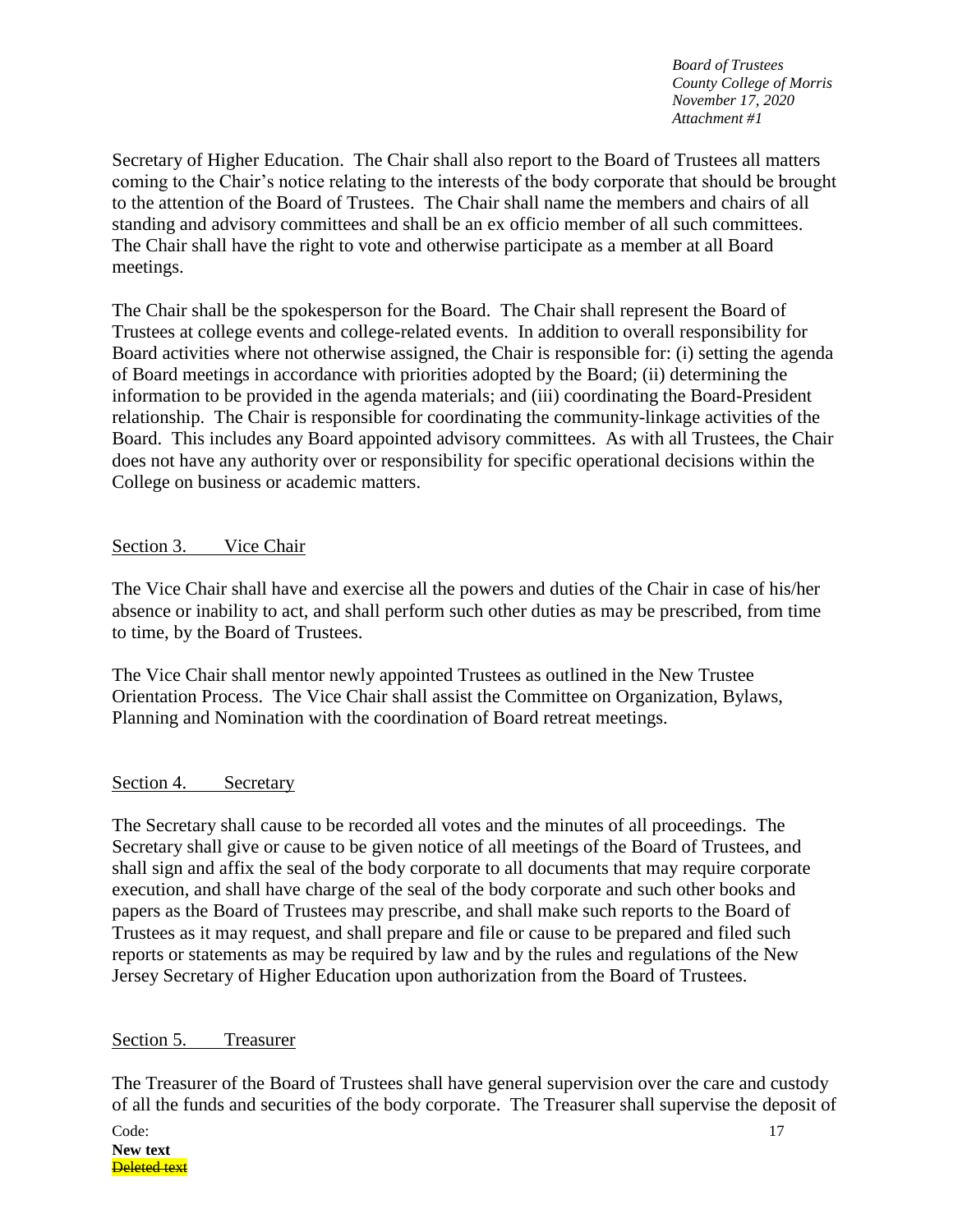Secretary of Higher Education. The Chair shall also report to the Board of Trustees all matters coming to the Chair's notice relating to the interests of the body corporate that should be brought to the attention of the Board of Trustees. The Chair shall name the members and chairs of all standing and advisory committees and shall be an ex officio member of all such committees. The Chair shall have the right to vote and otherwise participate as a member at all Board meetings.

The Chair shall be the spokesperson for the Board. The Chair shall represent the Board of Trustees at college events and college-related events. In addition to overall responsibility for Board activities where not otherwise assigned, the Chair is responsible for: (i) setting the agenda of Board meetings in accordance with priorities adopted by the Board; (ii) determining the information to be provided in the agenda materials; and (iii) coordinating the Board-President relationship. The Chair is responsible for coordinating the community-linkage activities of the Board. This includes any Board appointed advisory committees. As with all Trustees, the Chair does not have any authority over or responsibility for specific operational decisions within the College on business or academic matters.

## Section 3. Vice Chair

The Vice Chair shall have and exercise all the powers and duties of the Chair in case of his/her absence or inability to act, and shall perform such other duties as may be prescribed, from time to time, by the Board of Trustees.

The Vice Chair shall mentor newly appointed Trustees as outlined in the New Trustee Orientation Process. The Vice Chair shall assist the Committee on Organization, Bylaws, Planning and Nomination with the coordination of Board retreat meetings.

## Section 4. Secretary

The Secretary shall cause to be recorded all votes and the minutes of all proceedings. The Secretary shall give or cause to be given notice of all meetings of the Board of Trustees, and shall sign and affix the seal of the body corporate to all documents that may require corporate execution, and shall have charge of the seal of the body corporate and such other books and papers as the Board of Trustees may prescribe, and shall make such reports to the Board of Trustees as it may request, and shall prepare and file or cause to be prepared and filed such reports or statements as may be required by law and by the rules and regulations of the New Jersey Secretary of Higher Education upon authorization from the Board of Trustees.

## Section 5. Treasurer

The Treasurer of the Board of Trustees shall have general supervision over the care and custody of all the funds and securities of the body corporate. The Treasurer shall supervise the deposit of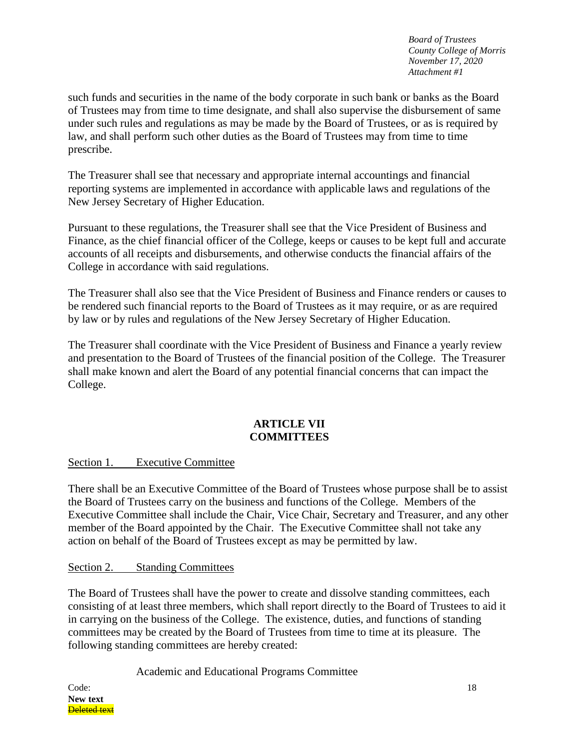such funds and securities in the name of the body corporate in such bank or banks as the Board of Trustees may from time to time designate, and shall also supervise the disbursement of same under such rules and regulations as may be made by the Board of Trustees, or as is required by law, and shall perform such other duties as the Board of Trustees may from time to time prescribe.

The Treasurer shall see that necessary and appropriate internal accountings and financial reporting systems are implemented in accordance with applicable laws and regulations of the New Jersey Secretary of Higher Education.

Pursuant to these regulations, the Treasurer shall see that the Vice President of Business and Finance, as the chief financial officer of the College, keeps or causes to be kept full and accurate accounts of all receipts and disbursements, and otherwise conducts the financial affairs of the College in accordance with said regulations.

The Treasurer shall also see that the Vice President of Business and Finance renders or causes to be rendered such financial reports to the Board of Trustees as it may require, or as are required by law or by rules and regulations of the New Jersey Secretary of Higher Education.

The Treasurer shall coordinate with the Vice President of Business and Finance a yearly review and presentation to the Board of Trustees of the financial position of the College. The Treasurer shall make known and alert the Board of any potential financial concerns that can impact the College.

## ARTICLE VII
## COMMITTEES

Section 1. Executive Committee

There shall be an Executive Committee of the Board of Trustees whose purpose shall be to assist the Board of Trustees carry on the business and functions of the College. Members of the Executive Committee shall include the Chair, Vice Chair, Secretary and Treasurer, and any other member of the Board appointed by the Chair. The Executive Committee shall not take any action on behalf of the Board of Trustees except as may be permitted by law.

Section 2. Standing Committees

The Board of Trustees shall have the power to create and dissolve standing committees, each consisting of at least three members, which shall report directly to the Board of Trustees to aid it in carrying on the business of the College. The existence, duties, and functions of standing committees may be created by the Board of Trustees from time to time at its pleasure. The following standing committees are hereby created:

Academic and Educational Programs Committee

Code:
**New text**
~~Deleted text~~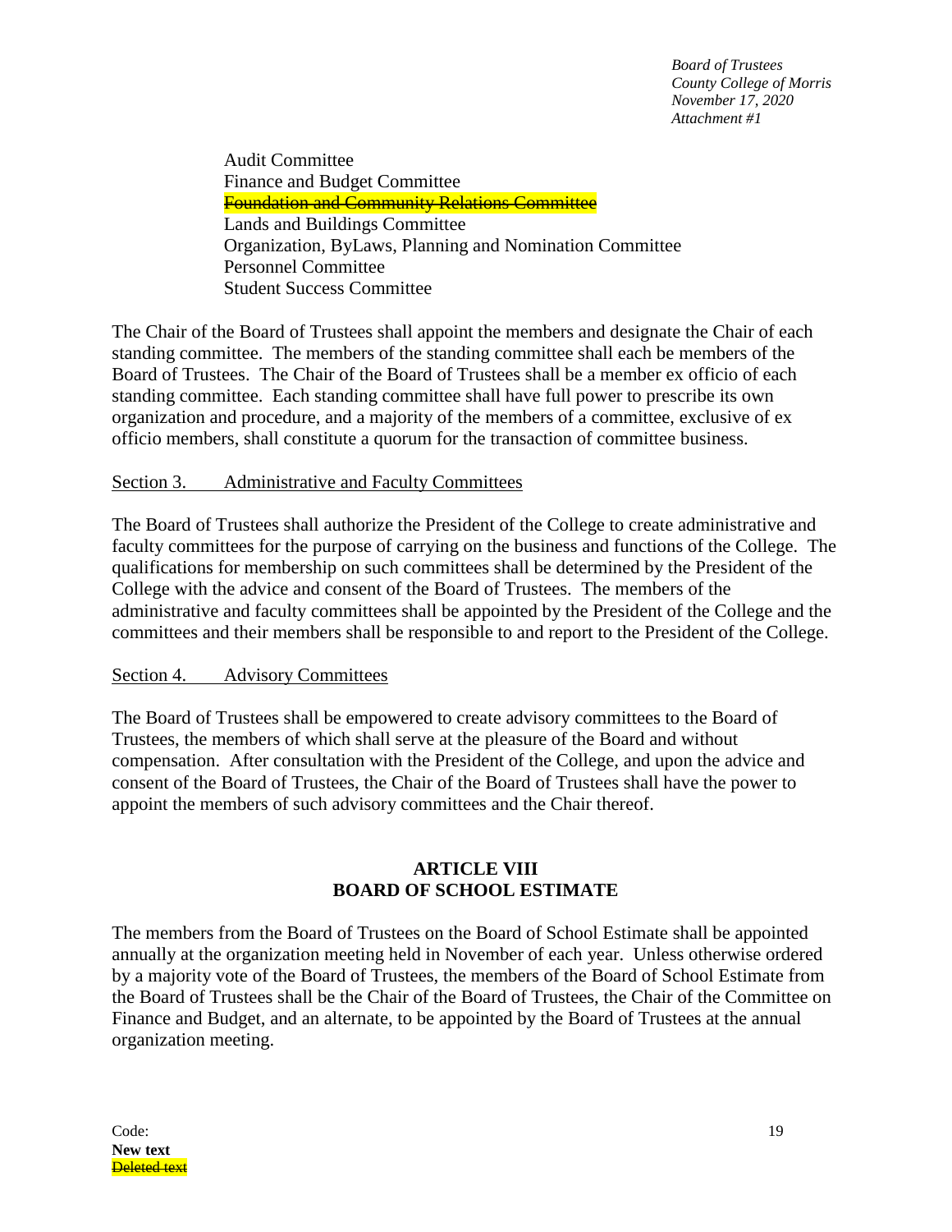Audit Committee
Finance and Budget Committee
~~Foundation and Community Relations Committee~~
Lands and Buildings Committee
Organization, ByLaws, Planning and Nomination Committee
Personnel Committee
Student Success Committee

The Chair of the Board of Trustees shall appoint the members and designate the Chair of each standing committee. The members of the standing committee shall each be members of the Board of Trustees. The Chair of the Board of Trustees shall be a member ex officio of each standing committee. Each standing committee shall have full power to prescribe its own organization and procedure, and a majority of the members of a committee, exclusive of ex officio members, shall constitute a quorum for the transaction of committee business.

Section 3. Administrative and Faculty Committees

The Board of Trustees shall authorize the President of the College to create administrative and faculty committees for the purpose of carrying on the business and functions of the College. The qualifications for membership on such committees shall be determined by the President of the College with the advice and consent of the Board of Trustees. The members of the administrative and faculty committees shall be appointed by the President of the College and the committees and their members shall be responsible to and report to the President of the College.

Section 4. Advisory Committees

The Board of Trustees shall be empowered to create advisory committees to the Board of Trustees, the members of which shall serve at the pleasure of the Board and without compensation. After consultation with the President of the College, and upon the advice and consent of the Board of Trustees, the Chair of the Board of Trustees shall have the power to appoint the members of such advisory committees and the Chair thereof.

## ARTICLE VIII
## BOARD OF SCHOOL ESTIMATE

The members from the Board of Trustees on the Board of School Estimate shall be appointed annually at the organization meeting held in November of each year. Unless otherwise ordered by a majority vote of the Board of Trustees, the members of the Board of School Estimate from the Board of Trustees shall be the Chair of the Board of Trustees, the Chair of the Committee on Finance and Budget, and an alternate, to be appointed by the Board of Trustees at the annual organization meeting.

Code:
**New text**
~~Deleted text~~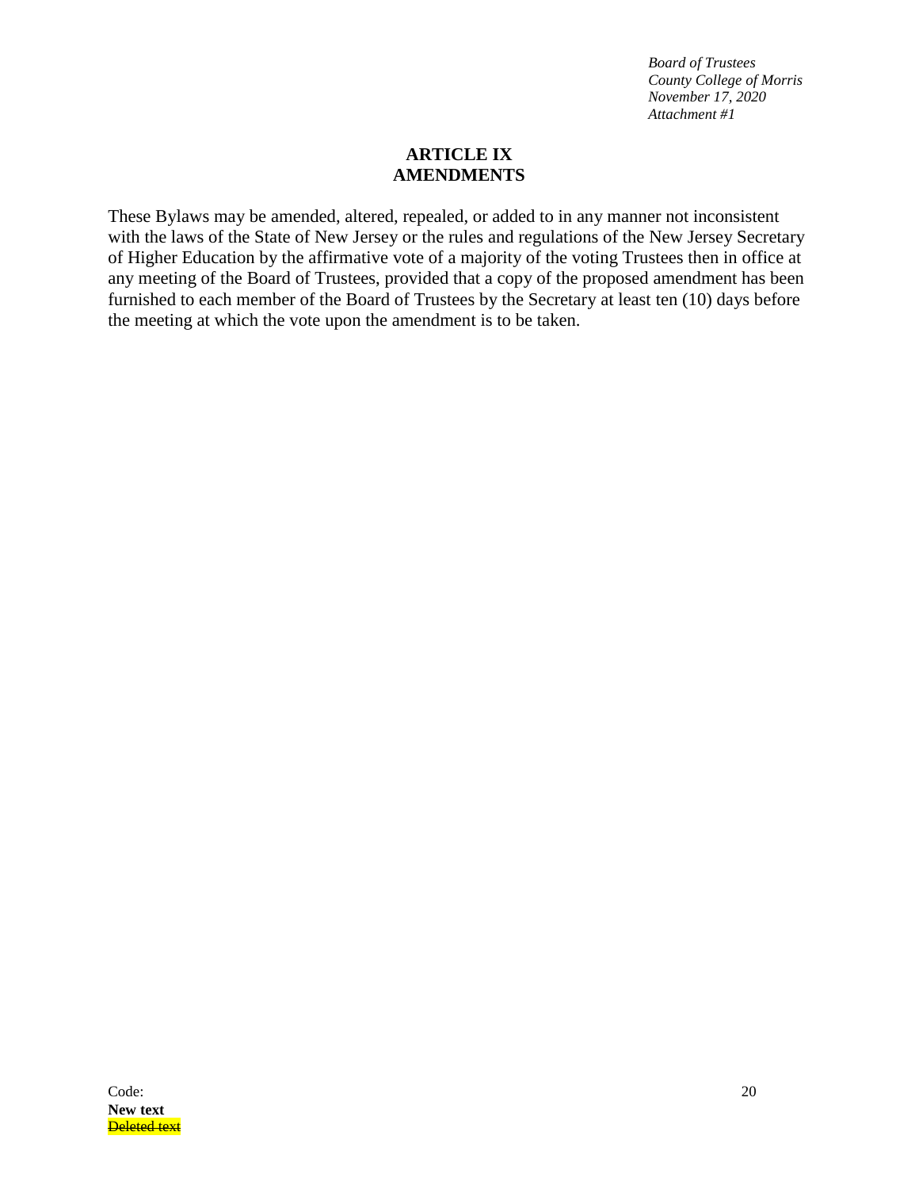## ARTICLE IX
## AMENDMENTS

These Bylaws may be amended, altered, repealed, or added to in any manner not inconsistent with the laws of the State of New Jersey or the rules and regulations of the New Jersey Secretary of Higher Education by the affirmative vote of a majority of the voting Trustees then in office at any meeting of the Board of Trustees, provided that a copy of the proposed amendment has been furnished to each member of the Board of Trustees by the Secretary at least ten (10) days before the meeting at which the vote upon the amendment is to be taken.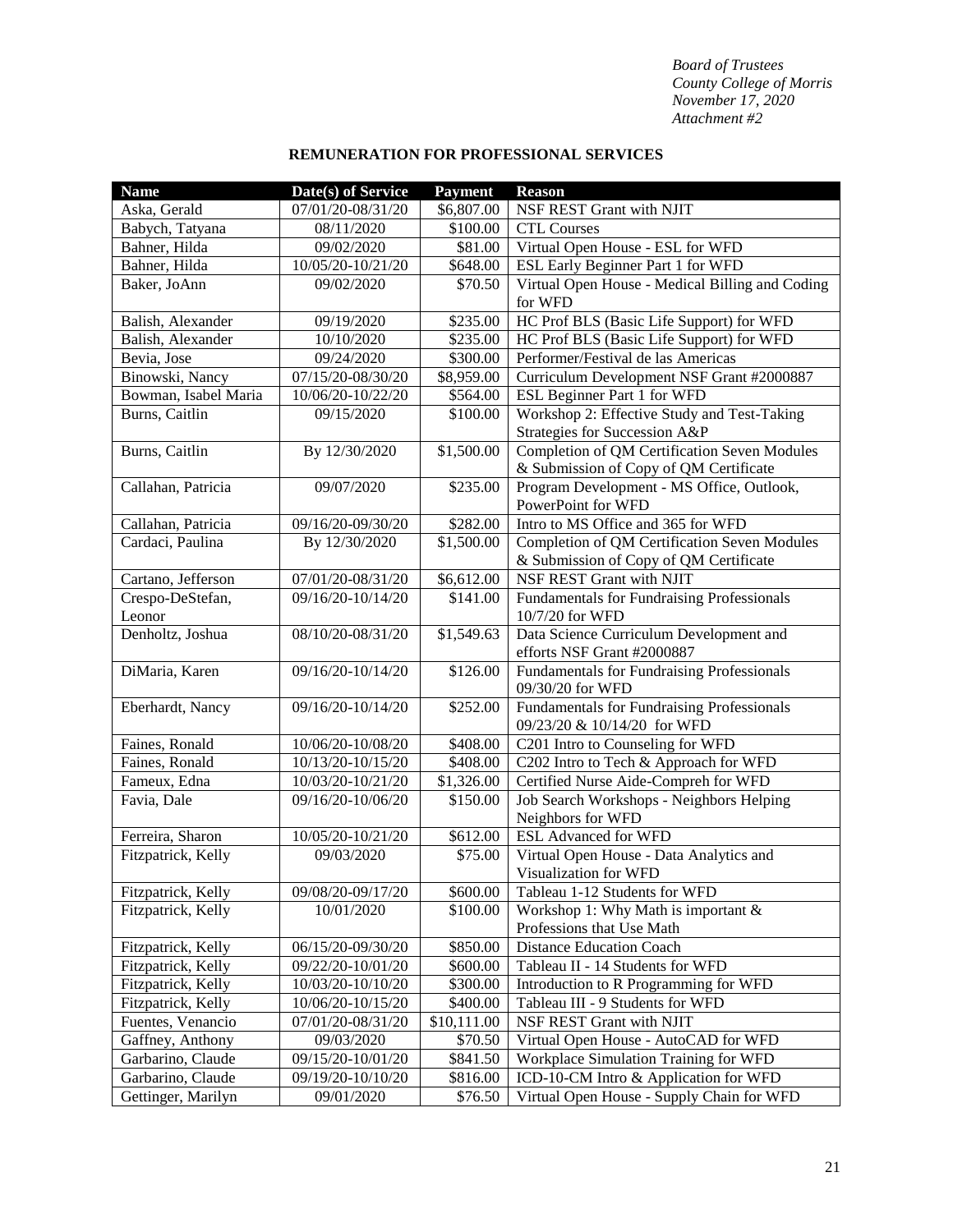*Board of Trustees*
*County College of Morris*
*November 17, 2020*
*Attachment #2*

## REMUNERATION FOR PROFESSIONAL SERVICES

| Name | Date(s) of Service | Payment | Reason |
|---|---|---|---|
| Aska, Gerald | 07/01/20-08/31/20 | $6,807.00 | NSF REST Grant with NJIT |
| Babych, Tatyana | 08/11/2020 | $100.00 | CTL Courses |
| Bahner, Hilda | 09/02/2020 | $81.00 | Virtual Open House - ESL for WFD |
| Bahner, Hilda | 10/05/20-10/21/20 | $648.00 | ESL Early Beginner Part 1 for WFD |
| Baker, JoAnn | 09/02/2020 | $70.50 | Virtual Open House - Medical Billing and Coding for WFD |
| Balish, Alexander | 09/19/2020 | $235.00 | HC Prof BLS (Basic Life Support) for WFD |
| Balish, Alexander | 10/10/2020 | $235.00 | HC Prof BLS (Basic Life Support) for WFD |
| Bevia, Jose | 09/24/2020 | $300.00 | Performer/Festival de las Americas |
| Binowski, Nancy | 07/15/20-08/30/20 | $8,959.00 | Curriculum Development NSF Grant #2000887 |
| Bowman, Isabel Maria | 10/06/20-10/22/20 | $564.00 | ESL Beginner Part 1 for WFD |
| Burns, Caitlin | 09/15/2020 | $100.00 | Workshop 2: Effective Study and Test-Taking Strategies for Succession A&P |
| Burns, Caitlin | By 12/30/2020 | $1,500.00 | Completion of QM Certification Seven Modules & Submission of Copy of QM Certificate |
| Callahan, Patricia | 09/07/2020 | $235.00 | Program Development - MS Office, Outlook, PowerPoint for WFD |
| Callahan, Patricia | 09/16/20-09/30/20 | $282.00 | Intro to MS Office and 365 for WFD |
| Cardaci, Paulina | By 12/30/2020 | $1,500.00 | Completion of QM Certification Seven Modules & Submission of Copy of QM Certificate |
| Cartano, Jefferson | 07/01/20-08/31/20 | $6,612.00 | NSF REST Grant with NJIT |
| Crespo-DeStefan, Leonor | 09/16/20-10/14/20 | $141.00 | Fundamentals for Fundraising Professionals 10/7/20 for WFD |
| Denholtz, Joshua | 08/10/20-08/31/20 | $1,549.63 | Data Science Curriculum Development and efforts NSF Grant #2000887 |
| DiMaria, Karen | 09/16/20-10/14/20 | $126.00 | Fundamentals for Fundraising Professionals 09/30/20 for WFD |
| Eberhardt, Nancy | 09/16/20-10/14/20 | $252.00 | Fundamentals for Fundraising Professionals 09/23/20 & 10/14/20 for WFD |
| Faines, Ronald | 10/06/20-10/08/20 | $408.00 | C201 Intro to Counseling for WFD |
| Faines, Ronald | 10/13/20-10/15/20 | $408.00 | C202 Intro to Tech & Approach for WFD |
| Fameux, Edna | 10/03/20-10/21/20 | $1,326.00 | Certified Nurse Aide-Compreh for WFD |
| Favia, Dale | 09/16/20-10/06/20 | $150.00 | Job Search Workshops - Neighbors Helping Neighbors for WFD |
| Ferreira, Sharon | 10/05/20-10/21/20 | $612.00 | ESL Advanced for WFD |
| Fitzpatrick, Kelly | 09/03/2020 | $75.00 | Virtual Open House - Data Analytics and Visualization for WFD |
| Fitzpatrick, Kelly | 09/08/20-09/17/20 | $600.00 | Tableau 1-12 Students for WFD |
| Fitzpatrick, Kelly | 10/01/2020 | $100.00 | Workshop 1: Why Math is important & Professions that Use Math |
| Fitzpatrick, Kelly | 06/15/20-09/30/20 | $850.00 | Distance Education Coach |
| Fitzpatrick, Kelly | 09/22/20-10/01/20 | $600.00 | Tableau II - 14 Students for WFD |
| Fitzpatrick, Kelly | 10/03/20-10/10/20 | $300.00 | Introduction to R Programming for WFD |
| Fitzpatrick, Kelly | 10/06/20-10/15/20 | $400.00 | Tableau III - 9 Students for WFD |
| Fuentes, Venancio | 07/01/20-08/31/20 | $10,111.00 | NSF REST Grant with NJIT |
| Gaffney, Anthony | 09/03/2020 | $70.50 | Virtual Open House - AutoCAD for WFD |
| Garbarino, Claude | 09/15/20-10/01/20 | $841.50 | Workplace Simulation Training for WFD |
| Garbarino, Claude | 09/19/20-10/10/20 | $816.00 | ICD-10-CM Intro & Application for WFD |
| Gettinger, Marilyn | 09/01/2020 | $76.50 | Virtual Open House - Supply Chain for WFD |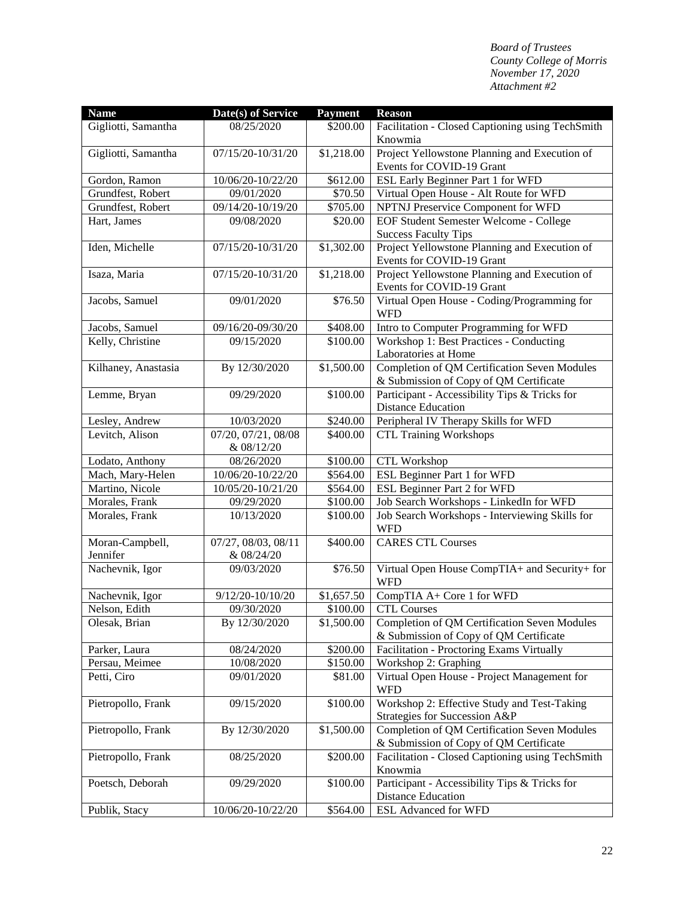*Board of Trustees*
*County College of Morris*
*November 17, 2020*
*Attachment #2*

| Name | Date(s) of Service | Payment | Reason |
|---|---|---|---|
| Gigliotti, Samantha | 08/25/2020 | $200.00 | Facilitation - Closed Captioning using TechSmith Knowmia |
| Gigliotti, Samantha | 07/15/20-10/31/20 | $1,218.00 | Project Yellowstone Planning and Execution of Events for COVID-19 Grant |
| Gordon, Ramon | 10/06/20-10/22/20 | $612.00 | ESL Early Beginner Part 1 for WFD |
| Grundfest, Robert | 09/01/2020 | $70.50 | Virtual Open House - Alt Route for WFD |
| Grundfest, Robert | 09/14/20-10/19/20 | $705.00 | NPTNJ Preservice Component for WFD |
| Hart, James | 09/08/2020 | $20.00 | EOF Student Semester Welcome - College Success Faculty Tips |
| Iden, Michelle | 07/15/20-10/31/20 | $1,302.00 | Project Yellowstone Planning and Execution of Events for COVID-19 Grant |
| Isaza, Maria | 07/15/20-10/31/20 | $1,218.00 | Project Yellowstone Planning and Execution of Events for COVID-19 Grant |
| Jacobs, Samuel | 09/01/2020 | $76.50 | Virtual Open House - Coding/Programming for WFD |
| Jacobs, Samuel | 09/16/20-09/30/20 | $408.00 | Intro to Computer Programming for WFD |
| Kelly, Christine | 09/15/2020 | $100.00 | Workshop 1: Best Practices - Conducting Laboratories at Home |
| Kilhaney, Anastasia | By 12/30/2020 | $1,500.00 | Completion of QM Certification Seven Modules & Submission of Copy of QM Certificate |
| Lemme, Bryan | 09/29/2020 | $100.00 | Participant - Accessibility Tips & Tricks for Distance Education |
| Lesley, Andrew | 10/03/2020 | $240.00 | Peripheral IV Therapy Skills for WFD |
| Levitch, Alison | 07/20, 07/21, 08/08 & 08/12/20 | $400.00 | CTL Training Workshops |
| Lodato, Anthony | 08/26/2020 | $100.00 | CTL Workshop |
| Mach, Mary-Helen | 10/06/20-10/22/20 | $564.00 | ESL Beginner Part 1 for WFD |
| Martino, Nicole | 10/05/20-10/21/20 | $564.00 | ESL Beginner Part 2 for WFD |
| Morales, Frank | 09/29/2020 | $100.00 | Job Search Workshops - LinkedIn for WFD |
| Morales, Frank | 10/13/2020 | $100.00 | Job Search Workshops - Interviewing Skills for WFD |
| Moran-Campbell, Jennifer | 07/27, 08/03, 08/11 & 08/24/20 | $400.00 | CARES CTL Courses |
| Nachevnik, Igor | 09/03/2020 | $76.50 | Virtual Open House CompTIA+ and Security+ for WFD |
| Nachevnik, Igor | 9/12/20-10/10/20 | $1,657.50 | CompTIA A+ Core 1 for WFD |
| Nelson, Edith | 09/30/2020 | $100.00 | CTL Courses |
| Olesak, Brian | By 12/30/2020 | $1,500.00 | Completion of QM Certification Seven Modules & Submission of Copy of QM Certificate |
| Parker, Laura | 08/24/2020 | $200.00 | Facilitation - Proctoring Exams Virtually |
| Persau, Meimee | 10/08/2020 | $150.00 | Workshop 2: Graphing |
| Petti, Ciro | 09/01/2020 | $81.00 | Virtual Open House - Project Management for WFD |
| Pietropollo, Frank | 09/15/2020 | $100.00 | Workshop 2: Effective Study and Test-Taking Strategies for Succession A&P |
| Pietropollo, Frank | By 12/30/2020 | $1,500.00 | Completion of QM Certification Seven Modules & Submission of Copy of QM Certificate |
| Pietropollo, Frank | 08/25/2020 | $200.00 | Facilitation - Closed Captioning using TechSmith Knowmia |
| Poetsch, Deborah | 09/29/2020 | $100.00 | Participant - Accessibility Tips & Tricks for Distance Education |
| Publik, Stacy | 10/06/20-10/22/20 | $564.00 | ESL Advanced for WFD |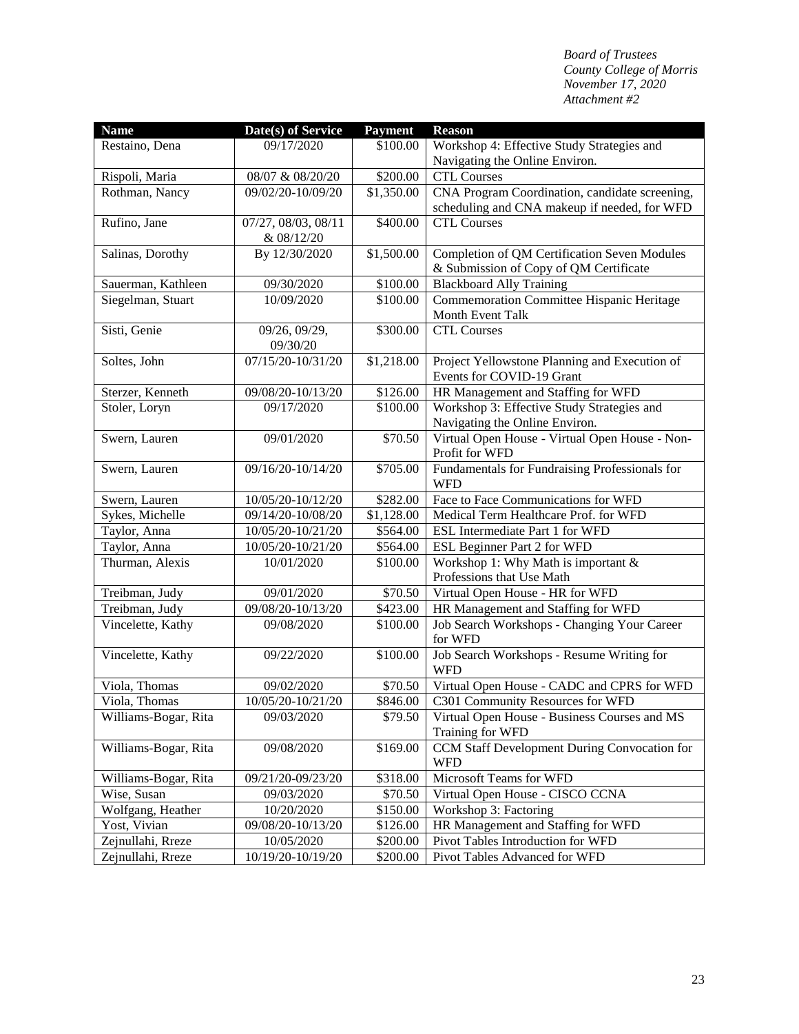*Board of Trustees*
*County College of Morris*
*November 17, 2020*
*Attachment #2*

| Name | Date(s) of Service | Payment | Reason |
|---|---|---|---|
| Restaino, Dena | 09/17/2020 | $100.00 | Workshop 4: Effective Study Strategies and Navigating the Online Environ. |
| Rispoli, Maria | 08/07 & 08/20/20 | $200.00 | CTL Courses |
| Rothman, Nancy | 09/02/20-10/09/20 | $1,350.00 | CNA Program Coordination, candidate screening, scheduling and CNA makeup if needed, for WFD |
| Rufino, Jane | 07/27, 08/03, 08/11 & 08/12/20 | $400.00 | CTL Courses |
| Salinas, Dorothy | By 12/30/2020 | $1,500.00 | Completion of QM Certification Seven Modules & Submission of Copy of QM Certificate |
| Sauerman, Kathleen | 09/30/2020 | $100.00 | Blackboard Ally Training |
| Siegelman, Stuart | 10/09/2020 | $100.00 | Commemoration Committee Hispanic Heritage Month Event Talk |
| Sisti, Genie | 09/26, 09/29, 09/30/20 | $300.00 | CTL Courses |
| Soltes, John | 07/15/20-10/31/20 | $1,218.00 | Project Yellowstone Planning and Execution of Events for COVID-19 Grant |
| Sterzer, Kenneth | 09/08/20-10/13/20 | $126.00 | HR Management and Staffing for WFD |
| Stoler, Loryn | 09/17/2020 | $100.00 | Workshop 3: Effective Study Strategies and Navigating the Online Environ. |
| Swern, Lauren | 09/01/2020 | $70.50 | Virtual Open House - Virtual Open House - Non-Profit for WFD |
| Swern, Lauren | 09/16/20-10/14/20 | $705.00 | Fundamentals for Fundraising Professionals for WFD |
| Swern, Lauren | 10/05/20-10/12/20 | $282.00 | Face to Face Communications for WFD |
| Sykes, Michelle | 09/14/20-10/08/20 | $1,128.00 | Medical Term Healthcare Prof. for WFD |
| Taylor, Anna | 10/05/20-10/21/20 | $564.00 | ESL Intermediate Part 1 for WFD |
| Taylor, Anna | 10/05/20-10/21/20 | $564.00 | ESL Beginner Part 2 for WFD |
| Thurman, Alexis | 10/01/2020 | $100.00 | Workshop 1: Why Math is important & Professions that Use Math |
| Treibman, Judy | 09/01/2020 | $70.50 | Virtual Open House - HR for WFD |
| Treibman, Judy | 09/08/20-10/13/20 | $423.00 | HR Management and Staffing for WFD |
| Vincelette, Kathy | 09/08/2020 | $100.00 | Job Search Workshops - Changing Your Career for WFD |
| Vincelette, Kathy | 09/22/2020 | $100.00 | Job Search Workshops - Resume Writing for WFD |
| Viola, Thomas | 09/02/2020 | $70.50 | Virtual Open House - CADC and CPRS for WFD |
| Viola, Thomas | 10/05/20-10/21/20 | $846.00 | C301 Community Resources for WFD |
| Williams-Bogar, Rita | 09/03/2020 | $79.50 | Virtual Open House - Business Courses and MS Training for WFD |
| Williams-Bogar, Rita | 09/08/2020 | $169.00 | CCM Staff Development During Convocation for WFD |
| Williams-Bogar, Rita | 09/21/20-09/23/20 | $318.00 | Microsoft Teams for WFD |
| Wise, Susan | 09/03/2020 | $70.50 | Virtual Open House - CISCO CCNA |
| Wolfgang, Heather | 10/20/2020 | $150.00 | Workshop 3: Factoring |
| Yost, Vivian | 09/08/20-10/13/20 | $126.00 | HR Management and Staffing for WFD |
| Zejnullahi, Rreze | 10/05/2020 | $200.00 | Pivot Tables Introduction for WFD |
| Zejnullahi, Rreze | 10/19/20-10/19/20 | $200.00 | Pivot Tables Advanced for WFD |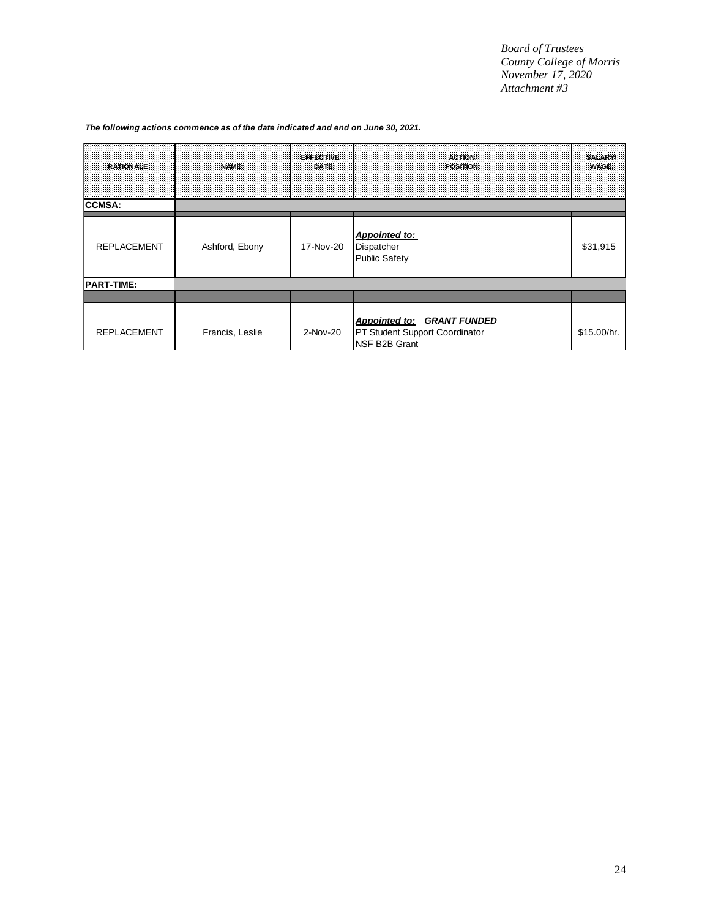*Board of Trustees*
*County College of Morris*
*November 17, 2020*
*Attachment #3*

***The following actions commence as of the date indicated and end on June 30, 2021.***

| RATIONALE: | NAME: | EFFECTIVE DATE: | ACTION/ POSITION: | SALARY/ WAGE: |
|---|---|---|---|---|
| **CCMSA:** | | | | |
| REPLACEMENT | Ashford, Ebony | 17-Nov-20 | ***Appointed to:*** Dispatcher Public Safety | $31,915 |
| **PART-TIME:** | | | | |
| REPLACEMENT | Francis, Leslie | 2-Nov-20 | ***Appointed to:*** ***GRANT FUNDED*** PT Student Support Coordinator NSF B2B Grant | $15.00/hr. |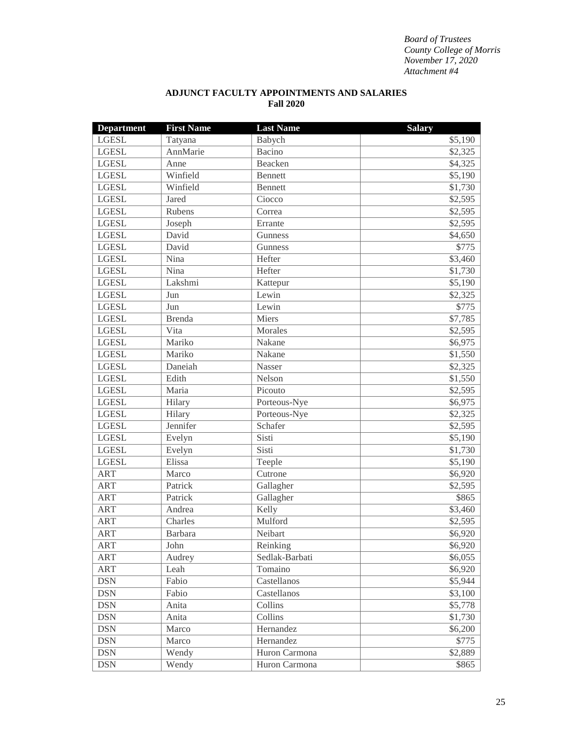*Board of Trustees*
*County College of Morris*
*November 17, 2020*
*Attachment #4*

**ADJUNCT FACULTY APPOINTMENTS AND SALARIES**
**Fall 2020**

| Department | First Name | Last Name | Salary |
|---|---|---|---|
| LGESL | Tatyana | Babych | $5,190 |
| LGESL | AnnMarie | Bacino | $2,325 |
| LGESL | Anne | Beacken | $4,325 |
| LGESL | Winfield | Bennett | $5,190 |
| LGESL | Winfield | Bennett | $1,730 |
| LGESL | Jared | Ciocco | $2,595 |
| LGESL | Rubens | Correa | $2,595 |
| LGESL | Joseph | Errante | $2,595 |
| LGESL | David | Gunness | $4,650 |
| LGESL | David | Gunness | $775 |
| LGESL | Nina | Hefter | $3,460 |
| LGESL | Nina | Hefter | $1,730 |
| LGESL | Lakshmi | Kattepur | $5,190 |
| LGESL | Jun | Lewin | $2,325 |
| LGESL | Jun | Lewin | $775 |
| LGESL | Brenda | Miers | $7,785 |
| LGESL | Vita | Morales | $2,595 |
| LGESL | Mariko | Nakane | $6,975 |
| LGESL | Mariko | Nakane | $1,550 |
| LGESL | Daneiah | Nasser | $2,325 |
| LGESL | Edith | Nelson | $1,550 |
| LGESL | Maria | Picouto | $2,595 |
| LGESL | Hilary | Porteous-Nye | $6,975 |
| LGESL | Hilary | Porteous-Nye | $2,325 |
| LGESL | Jennifer | Schafer | $2,595 |
| LGESL | Evelyn | Sisti | $5,190 |
| LGESL | Evelyn | Sisti | $1,730 |
| LGESL | Elissa | Teeple | $5,190 |
| ART | Marco | Cutrone | $6,920 |
| ART | Patrick | Gallagher | $2,595 |
| ART | Patrick | Gallagher | $865 |
| ART | Andrea | Kelly | $3,460 |
| ART | Charles | Mulford | $2,595 |
| ART | Barbara | Neibart | $6,920 |
| ART | John | Reinking | $6,920 |
| ART | Audrey | Sedlak-Barbati | $6,055 |
| ART | Leah | Tomaino | $6,920 |
| DSN | Fabio | Castellanos | $5,944 |
| DSN | Fabio | Castellanos | $3,100 |
| DSN | Anita | Collins | $5,778 |
| DSN | Anita | Collins | $1,730 |
| DSN | Marco | Hernandez | $6,200 |
| DSN | Marco | Hernandez | $775 |
| DSN | Wendy | Huron Carmona | $2,889 |
| DSN | Wendy | Huron Carmona | $865 |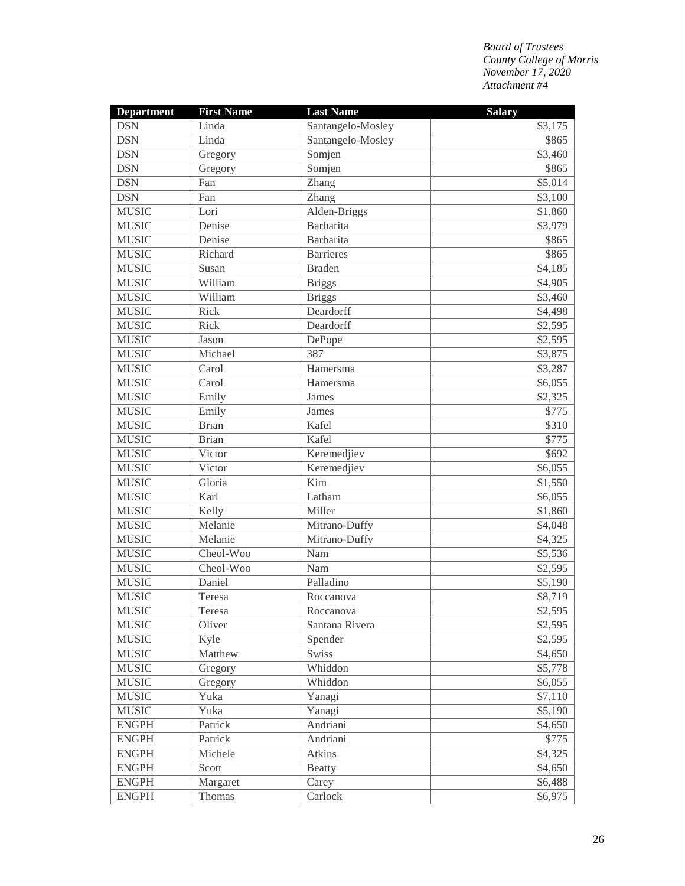*Board of Trustees*
*County College of Morris*
*November 17, 2020*
*Attachment #4*

| Department | First Name | Last Name | Salary |
|---|---|---|---|
| DSN | Linda | Santangelo-Mosley | $3,175 |
| DSN | Linda | Santangelo-Mosley | $865 |
| DSN | Gregory | Somjen | $3,460 |
| DSN | Gregory | Somjen | $865 |
| DSN | Fan | Zhang | $5,014 |
| DSN | Fan | Zhang | $3,100 |
| MUSIC | Lori | Alden-Briggs | $1,860 |
| MUSIC | Denise | Barbarita | $3,979 |
| MUSIC | Denise | Barbarita | $865 |
| MUSIC | Richard | Barrieres | $865 |
| MUSIC | Susan | Braden | $4,185 |
| MUSIC | William | Briggs | $4,905 |
| MUSIC | William | Briggs | $3,460 |
| MUSIC | Rick | Deardorff | $4,498 |
| MUSIC | Rick | Deardorff | $2,595 |
| MUSIC | Jason | DePope | $2,595 |
| MUSIC | Michael | 387 | $3,875 |
| MUSIC | Carol | Hamersma | $3,287 |
| MUSIC | Carol | Hamersma | $6,055 |
| MUSIC | Emily | James | $2,325 |
| MUSIC | Emily | James | $775 |
| MUSIC | Brian | Kafel | $310 |
| MUSIC | Brian | Kafel | $775 |
| MUSIC | Victor | Keremedjiev | $692 |
| MUSIC | Victor | Keremedjiev | $6,055 |
| MUSIC | Gloria | Kim | $1,550 |
| MUSIC | Karl | Latham | $6,055 |
| MUSIC | Kelly | Miller | $1,860 |
| MUSIC | Melanie | Mitrano-Duffy | $4,048 |
| MUSIC | Melanie | Mitrano-Duffy | $4,325 |
| MUSIC | Cheol-Woo | Nam | $5,536 |
| MUSIC | Cheol-Woo | Nam | $2,595 |
| MUSIC | Daniel | Palladino | $5,190 |
| MUSIC | Teresa | Roccanova | $8,719 |
| MUSIC | Teresa | Roccanova | $2,595 |
| MUSIC | Oliver | Santana Rivera | $2,595 |
| MUSIC | Kyle | Spender | $2,595 |
| MUSIC | Matthew | Swiss | $4,650 |
| MUSIC | Gregory | Whiddon | $5,778 |
| MUSIC | Gregory | Whiddon | $6,055 |
| MUSIC | Yuka | Yanagi | $7,110 |
| MUSIC | Yuka | Yanagi | $5,190 |
| ENGPH | Patrick | Andriani | $4,650 |
| ENGPH | Patrick | Andriani | $775 |
| ENGPH | Michele | Atkins | $4,325 |
| ENGPH | Scott | Beatty | $4,650 |
| ENGPH | Margaret | Carey | $6,488 |
| ENGPH | Thomas | Carlock | $6,975 |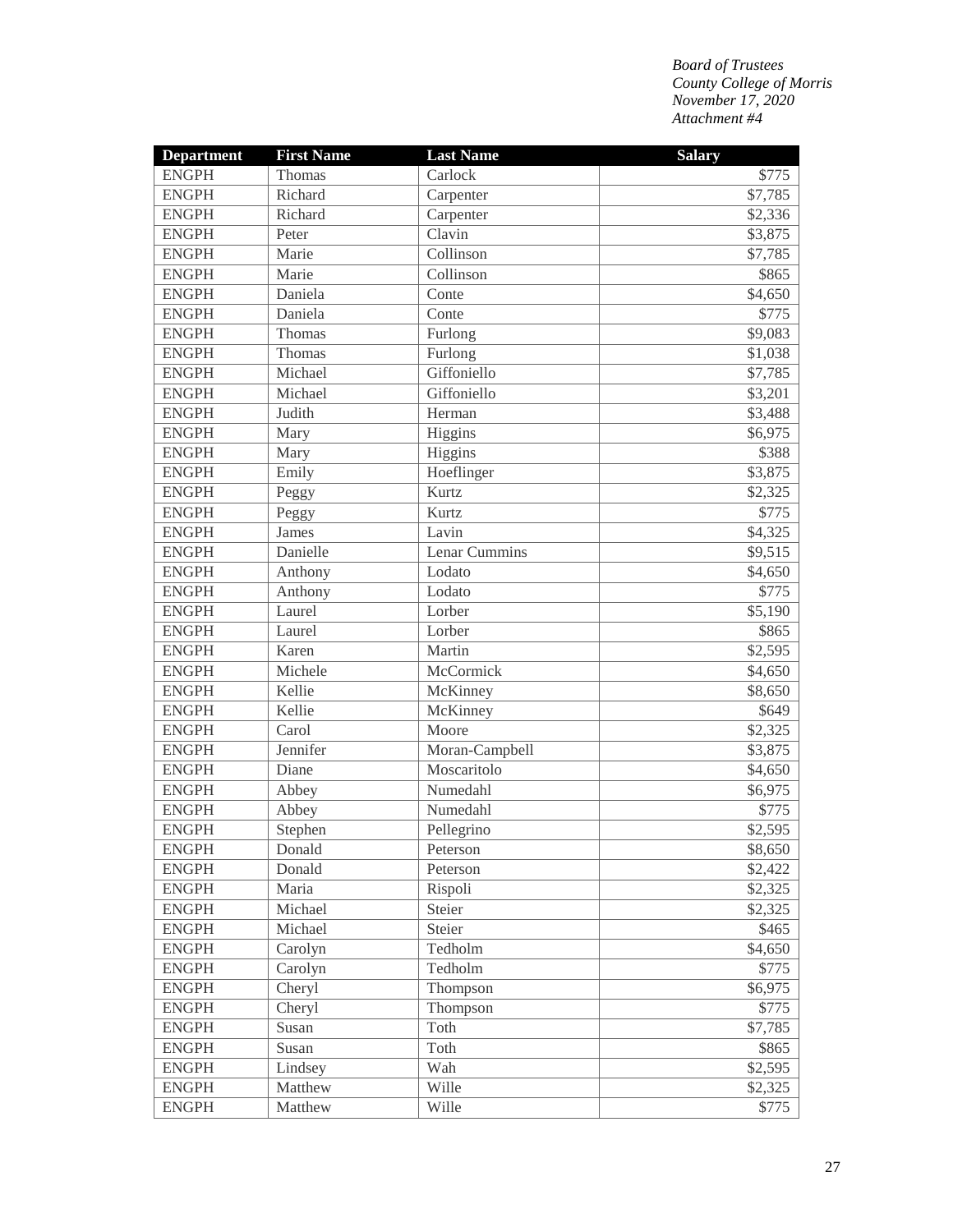*Board of Trustees*
*County College of Morris*
*November 17, 2020*
*Attachment #4*

| Department | First Name | Last Name | Salary |
|---|---|---|---|
| ENGPH | Thomas | Carlock | $775 |
| ENGPH | Richard | Carpenter | $7,785 |
| ENGPH | Richard | Carpenter | $2,336 |
| ENGPH | Peter | Clavin | $3,875 |
| ENGPH | Marie | Collinson | $7,785 |
| ENGPH | Marie | Collinson | $865 |
| ENGPH | Daniela | Conte | $4,650 |
| ENGPH | Daniela | Conte | $775 |
| ENGPH | Thomas | Furlong | $9,083 |
| ENGPH | Thomas | Furlong | $1,038 |
| ENGPH | Michael | Giffoniello | $7,785 |
| ENGPH | Michael | Giffoniello | $3,201 |
| ENGPH | Judith | Herman | $3,488 |
| ENGPH | Mary | Higgins | $6,975 |
| ENGPH | Mary | Higgins | $388 |
| ENGPH | Emily | Hoeflinger | $3,875 |
| ENGPH | Peggy | Kurtz | $2,325 |
| ENGPH | Peggy | Kurtz | $775 |
| ENGPH | James | Lavin | $4,325 |
| ENGPH | Danielle | Lenar Cummins | $9,515 |
| ENGPH | Anthony | Lodato | $4,650 |
| ENGPH | Anthony | Lodato | $775 |
| ENGPH | Laurel | Lorber | $5,190 |
| ENGPH | Laurel | Lorber | $865 |
| ENGPH | Karen | Martin | $2,595 |
| ENGPH | Michele | McCormick | $4,650 |
| ENGPH | Kellie | McKinney | $8,650 |
| ENGPH | Kellie | McKinney | $649 |
| ENGPH | Carol | Moore | $2,325 |
| ENGPH | Jennifer | Moran-Campbell | $3,875 |
| ENGPH | Diane | Moscaritolo | $4,650 |
| ENGPH | Abbey | Numedahl | $6,975 |
| ENGPH | Abbey | Numedahl | $775 |
| ENGPH | Stephen | Pellegrino | $2,595 |
| ENGPH | Donald | Peterson | $8,650 |
| ENGPH | Donald | Peterson | $2,422 |
| ENGPH | Maria | Rispoli | $2,325 |
| ENGPH | Michael | Steier | $2,325 |
| ENGPH | Michael | Steier | $465 |
| ENGPH | Carolyn | Tedholm | $4,650 |
| ENGPH | Carolyn | Tedholm | $775 |
| ENGPH | Cheryl | Thompson | $6,975 |
| ENGPH | Cheryl | Thompson | $775 |
| ENGPH | Susan | Toth | $7,785 |
| ENGPH | Susan | Toth | $865 |
| ENGPH | Lindsey | Wah | $2,595 |
| ENGPH | Matthew | Wille | $2,325 |
| ENGPH | Matthew | Wille | $775 |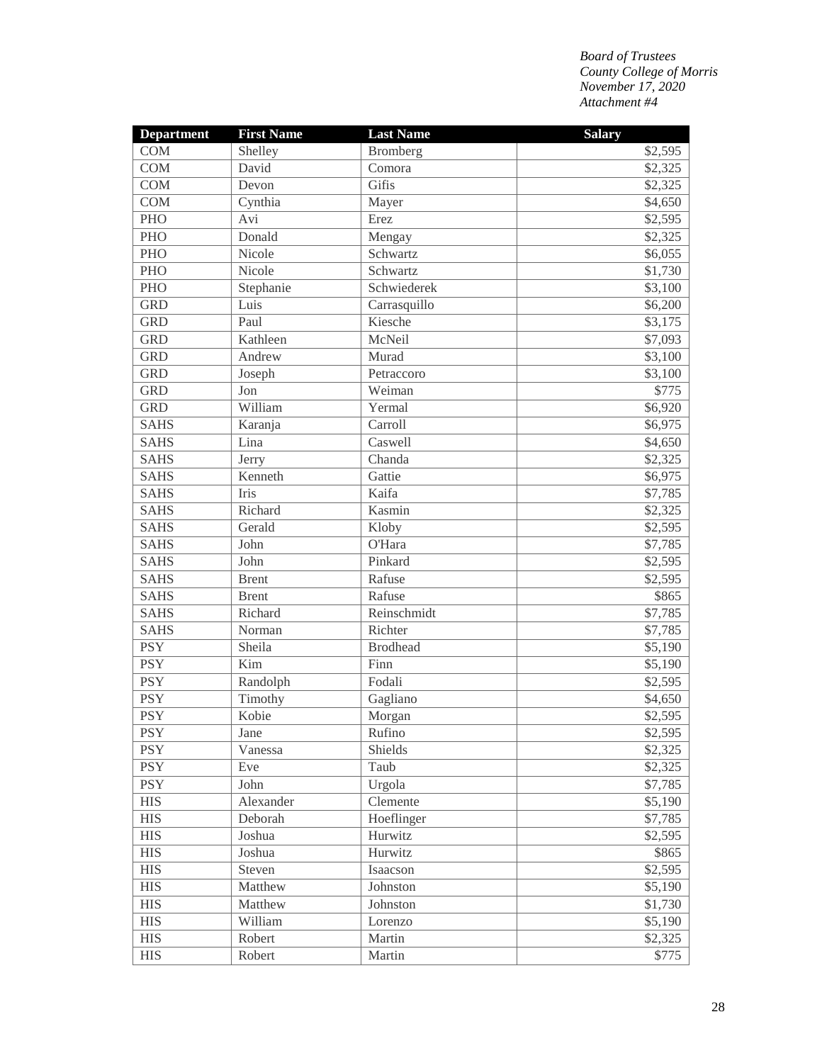*Board of Trustees*
*County College of Morris*
*November 17, 2020*
*Attachment #4*

| Department | First Name | Last Name | Salary |
|---|---|---|---|
| COM | Shelley | Bromberg | $2,595 |
| COM | David | Comora | $2,325 |
| COM | Devon | Gifis | $2,325 |
| COM | Cynthia | Mayer | $4,650 |
| PHO | Avi | Erez | $2,595 |
| PHO | Donald | Mengay | $2,325 |
| PHO | Nicole | Schwartz | $6,055 |
| PHO | Nicole | Schwartz | $1,730 |
| PHO | Stephanie | Schwiederek | $3,100 |
| GRD | Luis | Carrasquillo | $6,200 |
| GRD | Paul | Kiesche | $3,175 |
| GRD | Kathleen | McNeil | $7,093 |
| GRD | Andrew | Murad | $3,100 |
| GRD | Joseph | Petraccoro | $3,100 |
| GRD | Jon | Weiman | $775 |
| GRD | William | Yermal | $6,920 |
| SAHS | Karanja | Carroll | $6,975 |
| SAHS | Lina | Caswell | $4,650 |
| SAHS | Jerry | Chanda | $2,325 |
| SAHS | Kenneth | Gattie | $6,975 |
| SAHS | Iris | Kaifa | $7,785 |
| SAHS | Richard | Kasmin | $2,325 |
| SAHS | Gerald | Kloby | $2,595 |
| SAHS | John | O'Hara | $7,785 |
| SAHS | John | Pinkard | $2,595 |
| SAHS | Brent | Rafuse | $2,595 |
| SAHS | Brent | Rafuse | $865 |
| SAHS | Richard | Reinschmidt | $7,785 |
| SAHS | Norman | Richter | $7,785 |
| PSY | Sheila | Brodhead | $5,190 |
| PSY | Kim | Finn | $5,190 |
| PSY | Randolph | Fodali | $2,595 |
| PSY | Timothy | Gagliano | $4,650 |
| PSY | Kobie | Morgan | $2,595 |
| PSY | Jane | Rufino | $2,595 |
| PSY | Vanessa | Shields | $2,325 |
| PSY | Eve | Taub | $2,325 |
| PSY | John | Urgola | $7,785 |
| HIS | Alexander | Clemente | $5,190 |
| HIS | Deborah | Hoeflinger | $7,785 |
| HIS | Joshua | Hurwitz | $2,595 |
| HIS | Joshua | Hurwitz | $865 |
| HIS | Steven | Isaacson | $2,595 |
| HIS | Matthew | Johnston | $5,190 |
| HIS | Matthew | Johnston | $1,730 |
| HIS | William | Lorenzo | $5,190 |
| HIS | Robert | Martin | $2,325 |
| HIS | Robert | Martin | $775 |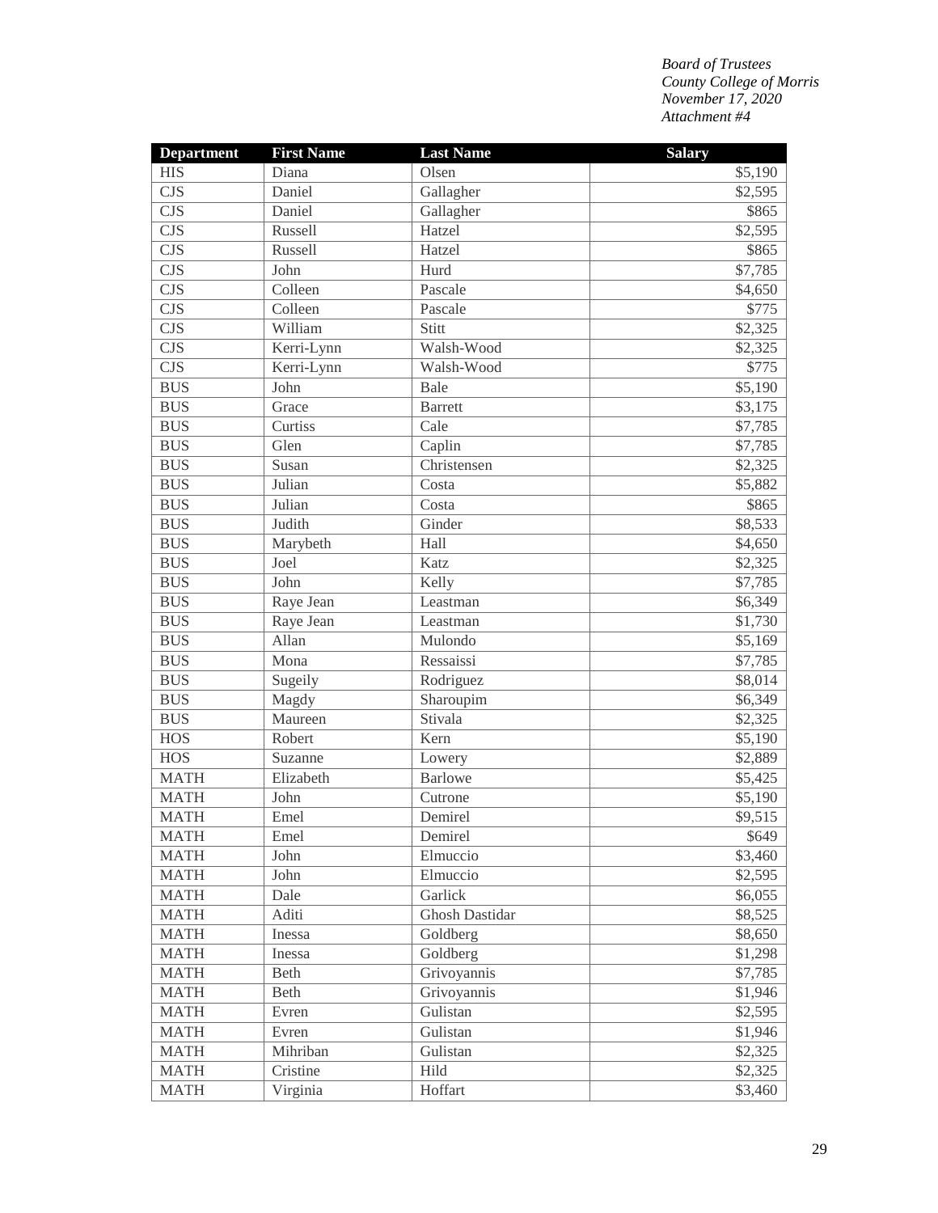*Board of Trustees*
*County College of Morris*
*November 17, 2020*
*Attachment #4*

| Department | First Name | Last Name | Salary |
|---|---|---|---|
| HIS | Diana | Olsen | $5,190 |
| CJS | Daniel | Gallagher | $2,595 |
| CJS | Daniel | Gallagher | $865 |
| CJS | Russell | Hatzel | $2,595 |
| CJS | Russell | Hatzel | $865 |
| CJS | John | Hurd | $7,785 |
| CJS | Colleen | Pascale | $4,650 |
| CJS | Colleen | Pascale | $775 |
| CJS | William | Stitt | $2,325 |
| CJS | Kerri-Lynn | Walsh-Wood | $2,325 |
| CJS | Kerri-Lynn | Walsh-Wood | $775 |
| BUS | John | Bale | $5,190 |
| BUS | Grace | Barrett | $3,175 |
| BUS | Curtiss | Cale | $7,785 |
| BUS | Glen | Caplin | $7,785 |
| BUS | Susan | Christensen | $2,325 |
| BUS | Julian | Costa | $5,882 |
| BUS | Julian | Costa | $865 |
| BUS | Judith | Ginder | $8,533 |
| BUS | Marybeth | Hall | $4,650 |
| BUS | Joel | Katz | $2,325 |
| BUS | John | Kelly | $7,785 |
| BUS | Raye Jean | Leastman | $6,349 |
| BUS | Raye Jean | Leastman | $1,730 |
| BUS | Allan | Mulondo | $5,169 |
| BUS | Mona | Ressaissi | $7,785 |
| BUS | Sugeily | Rodriguez | $8,014 |
| BUS | Magdy | Sharoupim | $6,349 |
| BUS | Maureen | Stivala | $2,325 |
| HOS | Robert | Kern | $5,190 |
| HOS | Suzanne | Lowery | $2,889 |
| MATH | Elizabeth | Barlowe | $5,425 |
| MATH | John | Cutrone | $5,190 |
| MATH | Emel | Demirel | $9,515 |
| MATH | Emel | Demirel | $649 |
| MATH | John | Elmuccio | $3,460 |
| MATH | John | Elmuccio | $2,595 |
| MATH | Dale | Garlick | $6,055 |
| MATH | Aditi | Ghosh Dastidar | $8,525 |
| MATH | Inessa | Goldberg | $8,650 |
| MATH | Inessa | Goldberg | $1,298 |
| MATH | Beth | Grivoyannis | $7,785 |
| MATH | Beth | Grivoyannis | $1,946 |
| MATH | Evren | Gulistan | $2,595 |
| MATH | Evren | Gulistan | $1,946 |
| MATH | Mihriban | Gulistan | $2,325 |
| MATH | Cristine | Hild | $2,325 |
| MATH | Virginia | Hoffart | $3,460 |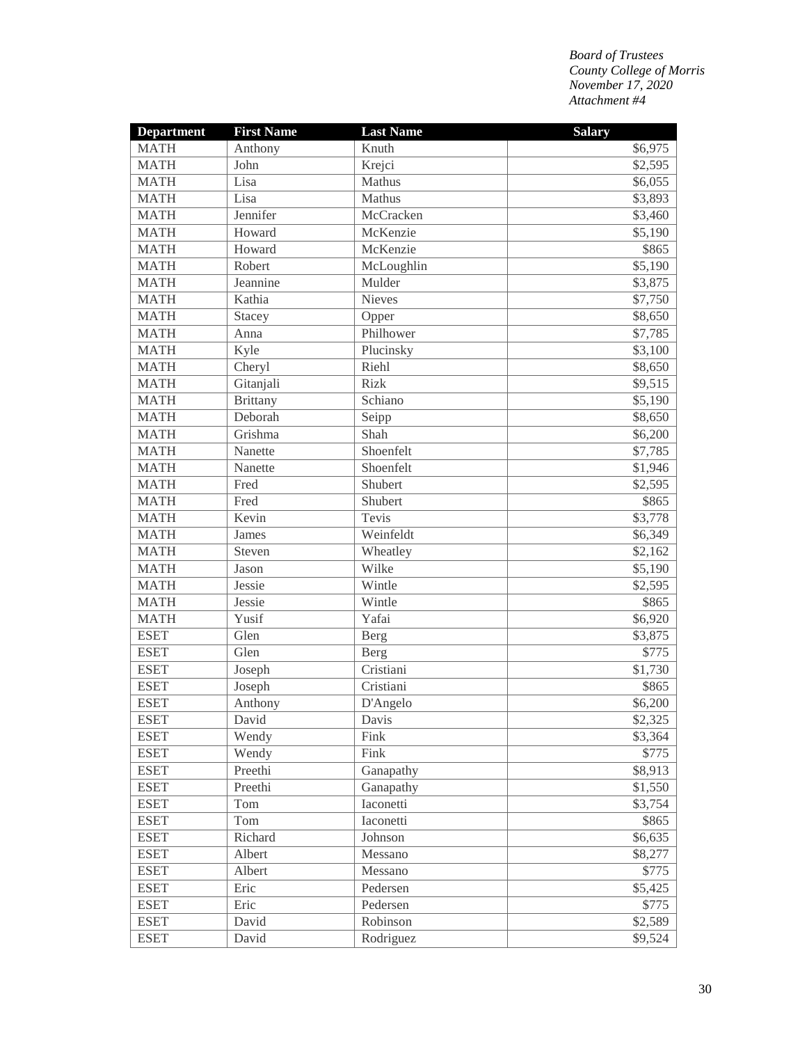*Board of Trustees*
*County College of Morris*
*November 17, 2020*
*Attachment #4*

| Department | First Name | Last Name | Salary |
|---|---|---|---|
| MATH | Anthony | Knuth | $6,975 |
| MATH | John | Krejci | $2,595 |
| MATH | Lisa | Mathus | $6,055 |
| MATH | Lisa | Mathus | $3,893 |
| MATH | Jennifer | McCracken | $3,460 |
| MATH | Howard | McKenzie | $5,190 |
| MATH | Howard | McKenzie | $865 |
| MATH | Robert | McLoughlin | $5,190 |
| MATH | Jeannine | Mulder | $3,875 |
| MATH | Kathia | Nieves | $7,750 |
| MATH | Stacey | Opper | $8,650 |
| MATH | Anna | Philhower | $7,785 |
| MATH | Kyle | Plucinsky | $3,100 |
| MATH | Cheryl | Riehl | $8,650 |
| MATH | Gitanjali | Rizk | $9,515 |
| MATH | Brittany | Schiano | $5,190 |
| MATH | Deborah | Seipp | $8,650 |
| MATH | Grishma | Shah | $6,200 |
| MATH | Nanette | Shoenfelt | $7,785 |
| MATH | Nanette | Shoenfelt | $1,946 |
| MATH | Fred | Shubert | $2,595 |
| MATH | Fred | Shubert | $865 |
| MATH | Kevin | Tevis | $3,778 |
| MATH | James | Weinfeldt | $6,349 |
| MATH | Steven | Wheatley | $2,162 |
| MATH | Jason | Wilke | $5,190 |
| MATH | Jessie | Wintle | $2,595 |
| MATH | Jessie | Wintle | $865 |
| MATH | Yusif | Yafai | $6,920 |
| ESET | Glen | Berg | $3,875 |
| ESET | Glen | Berg | $775 |
| ESET | Joseph | Cristiani | $1,730 |
| ESET | Joseph | Cristiani | $865 |
| ESET | Anthony | D'Angelo | $6,200 |
| ESET | David | Davis | $2,325 |
| ESET | Wendy | Fink | $3,364 |
| ESET | Wendy | Fink | $775 |
| ESET | Preethi | Ganapathy | $8,913 |
| ESET | Preethi | Ganapathy | $1,550 |
| ESET | Tom | Iaconetti | $3,754 |
| ESET | Tom | Iaconetti | $865 |
| ESET | Richard | Johnson | $6,635 |
| ESET | Albert | Messano | $8,277 |
| ESET | Albert | Messano | $775 |
| ESET | Eric | Pedersen | $5,425 |
| ESET | Eric | Pedersen | $775 |
| ESET | David | Robinson | $2,589 |
| ESET | David | Rodriguez | $9,524 |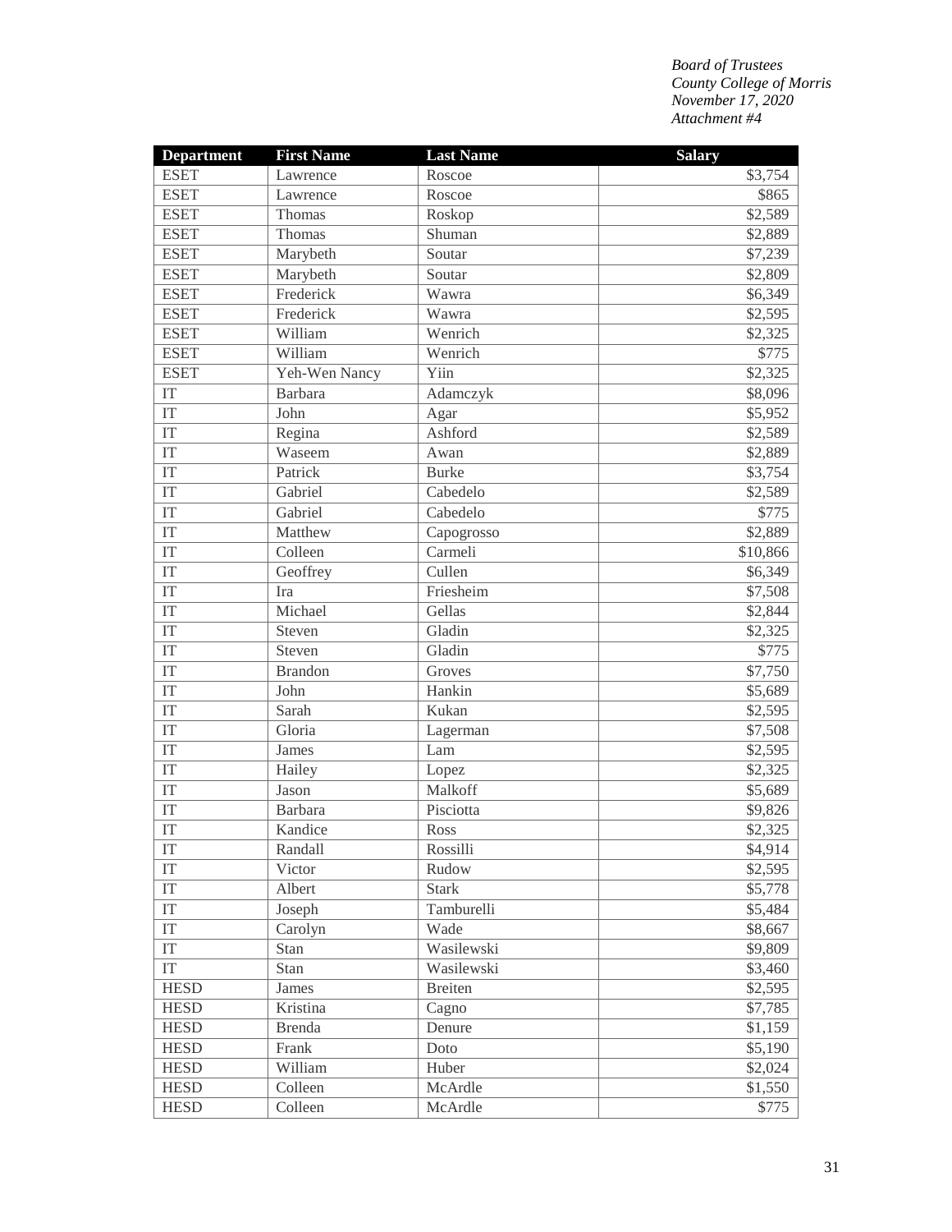*Board of Trustees*
*County College of Morris*
*November 17, 2020*
*Attachment #4*

| Department | First Name | Last Name | Salary |
|---|---|---|---|
| ESET | Lawrence | Roscoe | $3,754 |
| ESET | Lawrence | Roscoe | $865 |
| ESET | Thomas | Roskop | $2,589 |
| ESET | Thomas | Shuman | $2,889 |
| ESET | Marybeth | Soutar | $7,239 |
| ESET | Marybeth | Soutar | $2,809 |
| ESET | Frederick | Wawra | $6,349 |
| ESET | Frederick | Wawra | $2,595 |
| ESET | William | Wenrich | $2,325 |
| ESET | William | Wenrich | $775 |
| ESET | Yeh-Wen Nancy | Yiin | $2,325 |
| IT | Barbara | Adamczyk | $8,096 |
| IT | John | Agar | $5,952 |
| IT | Regina | Ashford | $2,589 |
| IT | Waseem | Awan | $2,889 |
| IT | Patrick | Burke | $3,754 |
| IT | Gabriel | Cabedelo | $2,589 |
| IT | Gabriel | Cabedelo | $775 |
| IT | Matthew | Capogrosso | $2,889 |
| IT | Colleen | Carmeli | $10,866 |
| IT | Geoffrey | Cullen | $6,349 |
| IT | Ira | Friesheim | $7,508 |
| IT | Michael | Gellas | $2,844 |
| IT | Steven | Gladin | $2,325 |
| IT | Steven | Gladin | $775 |
| IT | Brandon | Groves | $7,750 |
| IT | John | Hankin | $5,689 |
| IT | Sarah | Kukan | $2,595 |
| IT | Gloria | Lagerman | $7,508 |
| IT | James | Lam | $2,595 |
| IT | Hailey | Lopez | $2,325 |
| IT | Jason | Malkoff | $5,689 |
| IT | Barbara | Pisciotta | $9,826 |
| IT | Kandice | Ross | $2,325 |
| IT | Randall | Rossilli | $4,914 |
| IT | Victor | Rudow | $2,595 |
| IT | Albert | Stark | $5,778 |
| IT | Joseph | Tamburelli | $5,484 |
| IT | Carolyn | Wade | $8,667 |
| IT | Stan | Wasilewski | $9,809 |
| IT | Stan | Wasilewski | $3,460 |
| HESD | James | Breiten | $2,595 |
| HESD | Kristina | Cagno | $7,785 |
| HESD | Brenda | Denure | $1,159 |
| HESD | Frank | Doto | $5,190 |
| HESD | William | Huber | $2,024 |
| HESD | Colleen | McArdle | $1,550 |
| HESD | Colleen | McArdle | $775 |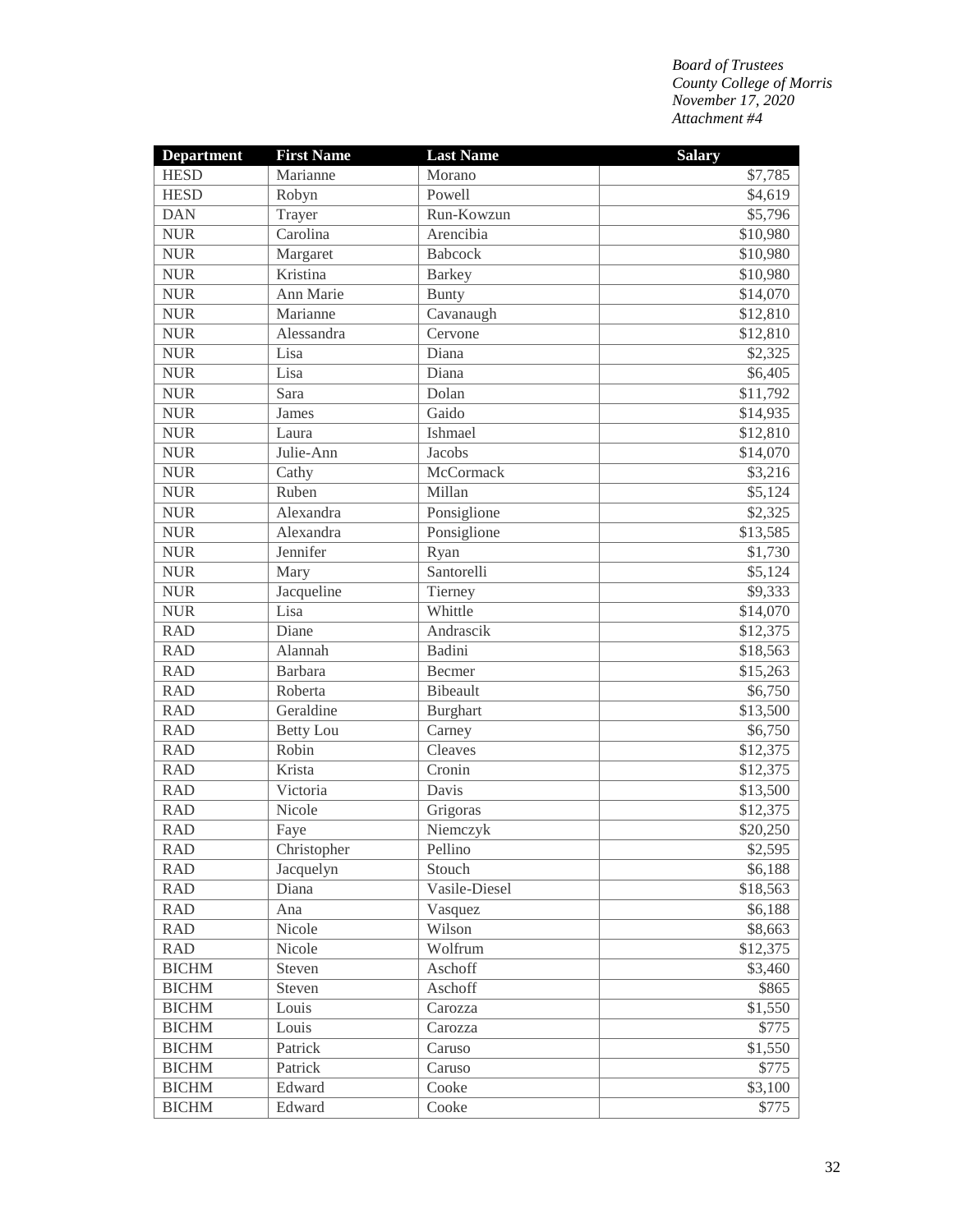*Board of Trustees*
*County College of Morris*
*November 17, 2020*
*Attachment #4*

| Department | First Name | Last Name | Salary |
|---|---|---|---|
| HESD | Marianne | Morano | $7,785 |
| HESD | Robyn | Powell | $4,619 |
| DAN | Trayer | Run-Kowzun | $5,796 |
| NUR | Carolina | Arencibia | $10,980 |
| NUR | Margaret | Babcock | $10,980 |
| NUR | Kristina | Barkey | $10,980 |
| NUR | Ann Marie | Bunty | $14,070 |
| NUR | Marianne | Cavanaugh | $12,810 |
| NUR | Alessandra | Cervone | $12,810 |
| NUR | Lisa | Diana | $2,325 |
| NUR | Lisa | Diana | $6,405 |
| NUR | Sara | Dolan | $11,792 |
| NUR | James | Gaido | $14,935 |
| NUR | Laura | Ishmael | $12,810 |
| NUR | Julie-Ann | Jacobs | $14,070 |
| NUR | Cathy | McCormack | $3,216 |
| NUR | Ruben | Millan | $5,124 |
| NUR | Alexandra | Ponsiglione | $2,325 |
| NUR | Alexandra | Ponsiglione | $13,585 |
| NUR | Jennifer | Ryan | $1,730 |
| NUR | Mary | Santorelli | $5,124 |
| NUR | Jacqueline | Tierney | $9,333 |
| NUR | Lisa | Whittle | $14,070 |
| RAD | Diane | Andrascik | $12,375 |
| RAD | Alannah | Badini | $18,563 |
| RAD | Barbara | Becmer | $15,263 |
| RAD | Roberta | Bibeault | $6,750 |
| RAD | Geraldine | Burghart | $13,500 |
| RAD | Betty Lou | Carney | $6,750 |
| RAD | Robin | Cleaves | $12,375 |
| RAD | Krista | Cronin | $12,375 |
| RAD | Victoria | Davis | $13,500 |
| RAD | Nicole | Grigoras | $12,375 |
| RAD | Faye | Niemczyk | $20,250 |
| RAD | Christopher | Pellino | $2,595 |
| RAD | Jacquelyn | Stouch | $6,188 |
| RAD | Diana | Vasile-Diesel | $18,563 |
| RAD | Ana | Vasquez | $6,188 |
| RAD | Nicole | Wilson | $8,663 |
| RAD | Nicole | Wolfrum | $12,375 |
| BICHM | Steven | Aschoff | $3,460 |
| BICHM | Steven | Aschoff | $865 |
| BICHM | Louis | Carozza | $1,550 |
| BICHM | Louis | Carozza | $775 |
| BICHM | Patrick | Caruso | $1,550 |
| BICHM | Patrick | Caruso | $775 |
| BICHM | Edward | Cooke | $3,100 |
| BICHM | Edward | Cooke | $775 |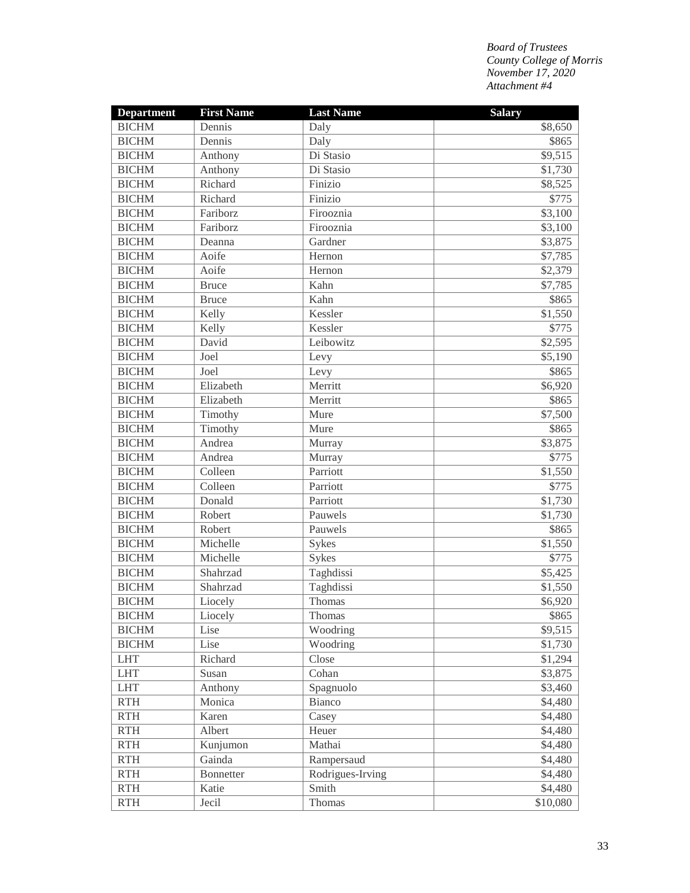*Board of Trustees*
*County College of Morris*
*November 17, 2020*
*Attachment #4*

| Department | First Name | Last Name | Salary |
|---|---|---|---|
| BICHM | Dennis | Daly | $8,650 |
| BICHM | Dennis | Daly | $865 |
| BICHM | Anthony | Di Stasio | $9,515 |
| BICHM | Anthony | Di Stasio | $1,730 |
| BICHM | Richard | Finizio | $8,525 |
| BICHM | Richard | Finizio | $775 |
| BICHM | Fariborz | Firooznia | $3,100 |
| BICHM | Fariborz | Firooznia | $3,100 |
| BICHM | Deanna | Gardner | $3,875 |
| BICHM | Aoife | Hernon | $7,785 |
| BICHM | Aoife | Hernon | $2,379 |
| BICHM | Bruce | Kahn | $7,785 |
| BICHM | Bruce | Kahn | $865 |
| BICHM | Kelly | Kessler | $1,550 |
| BICHM | Kelly | Kessler | $775 |
| BICHM | David | Leibowitz | $2,595 |
| BICHM | Joel | Levy | $5,190 |
| BICHM | Joel | Levy | $865 |
| BICHM | Elizabeth | Merritt | $6,920 |
| BICHM | Elizabeth | Merritt | $865 |
| BICHM | Timothy | Mure | $7,500 |
| BICHM | Timothy | Mure | $865 |
| BICHM | Andrea | Murray | $3,875 |
| BICHM | Andrea | Murray | $775 |
| BICHM | Colleen | Parriott | $1,550 |
| BICHM | Colleen | Parriott | $775 |
| BICHM | Donald | Parriott | $1,730 |
| BICHM | Robert | Pauwels | $1,730 |
| BICHM | Robert | Pauwels | $865 |
| BICHM | Michelle | Sykes | $1,550 |
| BICHM | Michelle | Sykes | $775 |
| BICHM | Shahrzad | Taghdissi | $5,425 |
| BICHM | Shahrzad | Taghdissi | $1,550 |
| BICHM | Liocely | Thomas | $6,920 |
| BICHM | Liocely | Thomas | $865 |
| BICHM | Lise | Woodring | $9,515 |
| BICHM | Lise | Woodring | $1,730 |
| LHT | Richard | Close | $1,294 |
| LHT | Susan | Cohan | $3,875 |
| LHT | Anthony | Spagnuolo | $3,460 |
| RTH | Monica | Bianco | $4,480 |
| RTH | Karen | Casey | $4,480 |
| RTH | Albert | Heuer | $4,480 |
| RTH | Kunjumon | Mathai | $4,480 |
| RTH | Gainda | Rampersaud | $4,480 |
| RTH | Bonnetter | Rodrigues-Irving | $4,480 |
| RTH | Katie | Smith | $4,480 |
| RTH | Jecil | Thomas | $10,080 |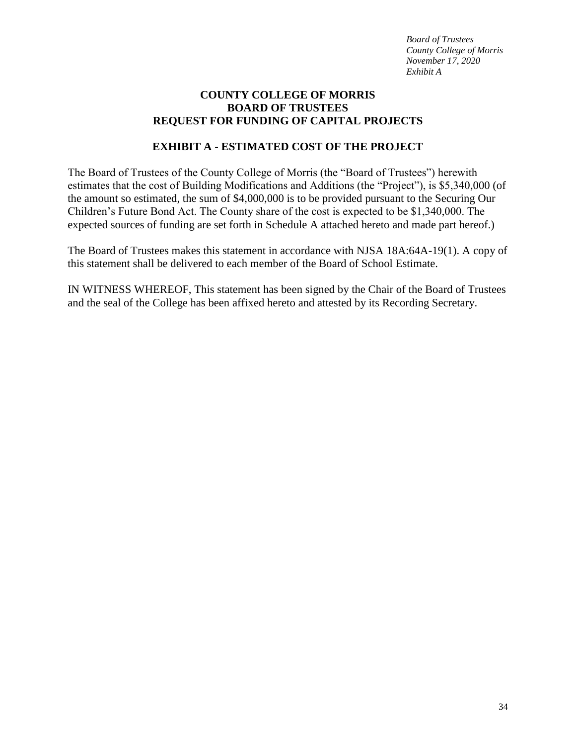*Board of Trustees*
*County College of Morris*
*November 17, 2020*
*Exhibit A*

**COUNTY COLLEGE OF MORRIS**
**BOARD OF TRUSTEES**
**REQUEST FOR FUNDING OF CAPITAL PROJECTS**

**EXHIBIT A - ESTIMATED COST OF THE PROJECT**

The Board of Trustees of the County College of Morris (the "Board of Trustees") herewith estimates that the cost of Building Modifications and Additions (the "Project"), is $5,340,000 (of the amount so estimated, the sum of $4,000,000 is to be provided pursuant to the Securing Our Children's Future Bond Act. The County share of the cost is expected to be $1,340,000. The expected sources of funding are set forth in Schedule A attached hereto and made part hereof.)

The Board of Trustees makes this statement in accordance with NJSA 18A:64A-19(1). A copy of this statement shall be delivered to each member of the Board of School Estimate.

IN WITNESS WHEREOF, This statement has been signed by the Chair of the Board of Trustees and the seal of the College has been affixed hereto and attested by its Recording Secretary.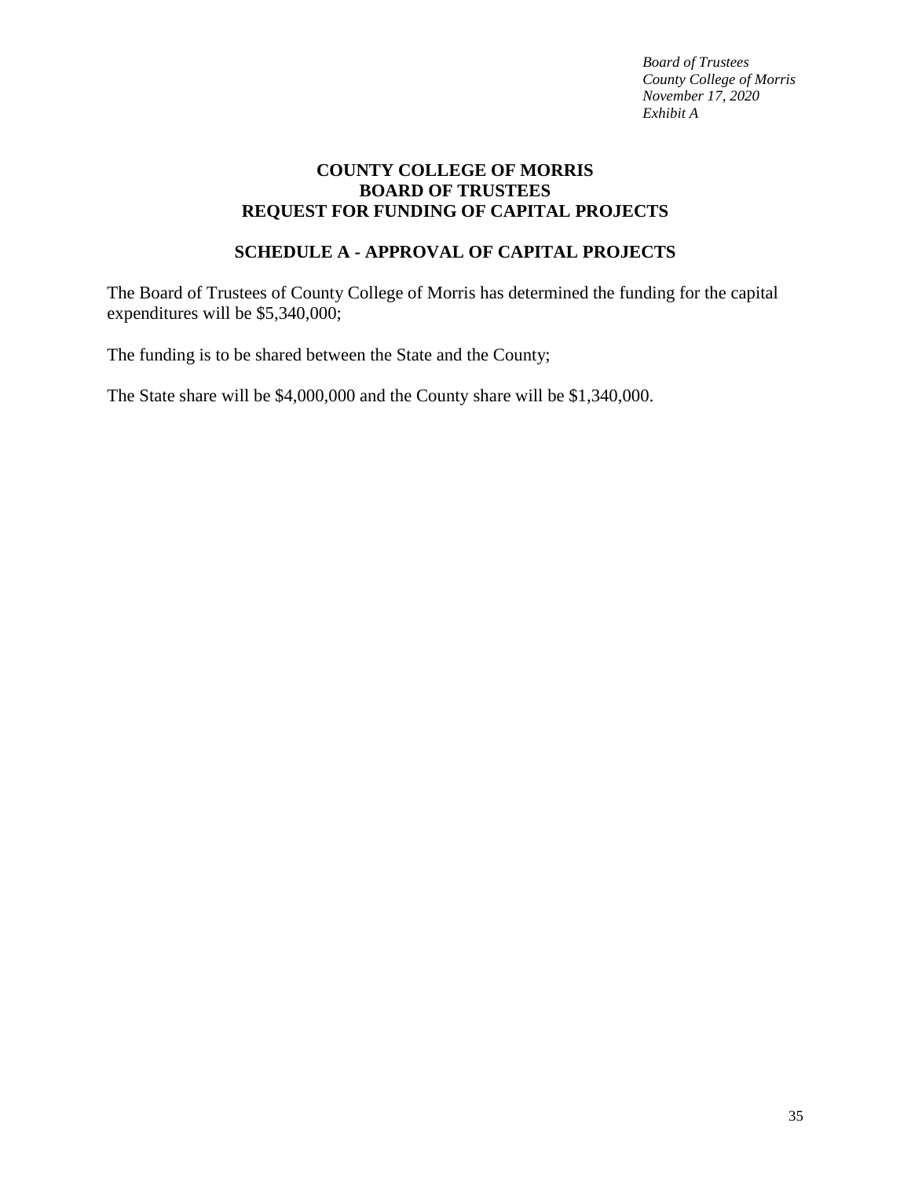*Board of Trustees*
*County College of Morris*
*November 17, 2020*
*Exhibit A*

# COUNTY COLLEGE OF MORRIS
# BOARD OF TRUSTEES
# REQUEST FOR FUNDING OF CAPITAL PROJECTS

## SCHEDULE A - APPROVAL OF CAPITAL PROJECTS

The Board of Trustees of County College of Morris has determined the funding for the capital expenditures will be $5,340,000;

The funding is to be shared between the State and the County;

The State share will be $4,000,000 and the County share will be $1,340,000.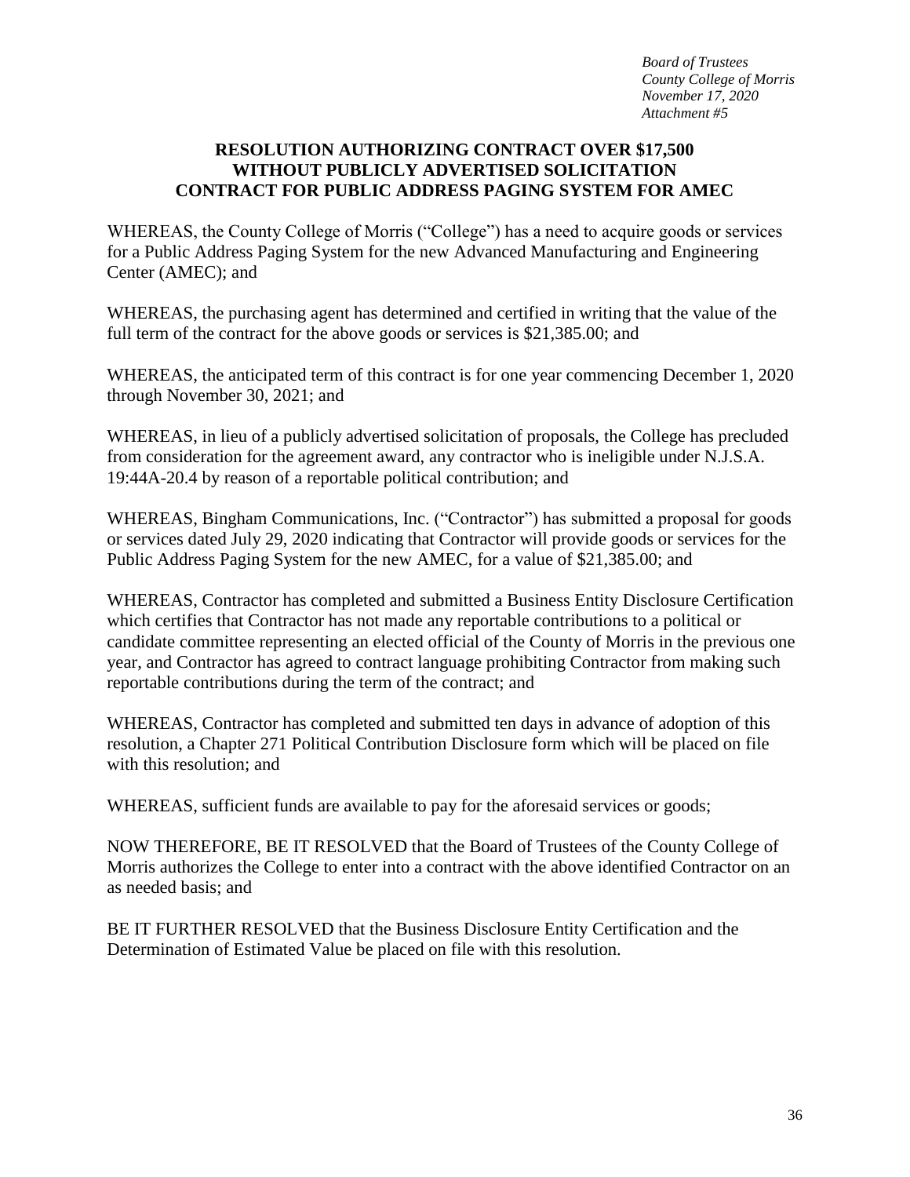*Board of Trustees*
*County College of Morris*
*November 17, 2020*
*Attachment #5*

## RESOLUTION AUTHORIZING CONTRACT OVER $17,500 WITHOUT PUBLICLY ADVERTISED SOLICITATION CONTRACT FOR PUBLIC ADDRESS PAGING SYSTEM FOR AMEC

WHEREAS, the County College of Morris ("College") has a need to acquire goods or services for a Public Address Paging System for the new Advanced Manufacturing and Engineering Center (AMEC); and

WHEREAS, the purchasing agent has determined and certified in writing that the value of the full term of the contract for the above goods or services is $21,385.00; and

WHEREAS, the anticipated term of this contract is for one year commencing December 1, 2020 through November 30, 2021; and

WHEREAS, in lieu of a publicly advertised solicitation of proposals, the College has precluded from consideration for the agreement award, any contractor who is ineligible under N.J.S.A. 19:44A-20.4 by reason of a reportable political contribution; and

WHEREAS, Bingham Communications, Inc. ("Contractor") has submitted a proposal for goods or services dated July 29, 2020 indicating that Contractor will provide goods or services for the Public Address Paging System for the new AMEC, for a value of $21,385.00; and

WHEREAS, Contractor has completed and submitted a Business Entity Disclosure Certification which certifies that Contractor has not made any reportable contributions to a political or candidate committee representing an elected official of the County of Morris in the previous one year, and Contractor has agreed to contract language prohibiting Contractor from making such reportable contributions during the term of the contract; and

WHEREAS, Contractor has completed and submitted ten days in advance of adoption of this resolution, a Chapter 271 Political Contribution Disclosure form which will be placed on file with this resolution; and

WHEREAS, sufficient funds are available to pay for the aforesaid services or goods;

NOW THEREFORE, BE IT RESOLVED that the Board of Trustees of the County College of Morris authorizes the College to enter into a contract with the above identified Contractor on an as needed basis; and

BE IT FURTHER RESOLVED that the Business Disclosure Entity Certification and the Determination of Estimated Value be placed on file with this resolution.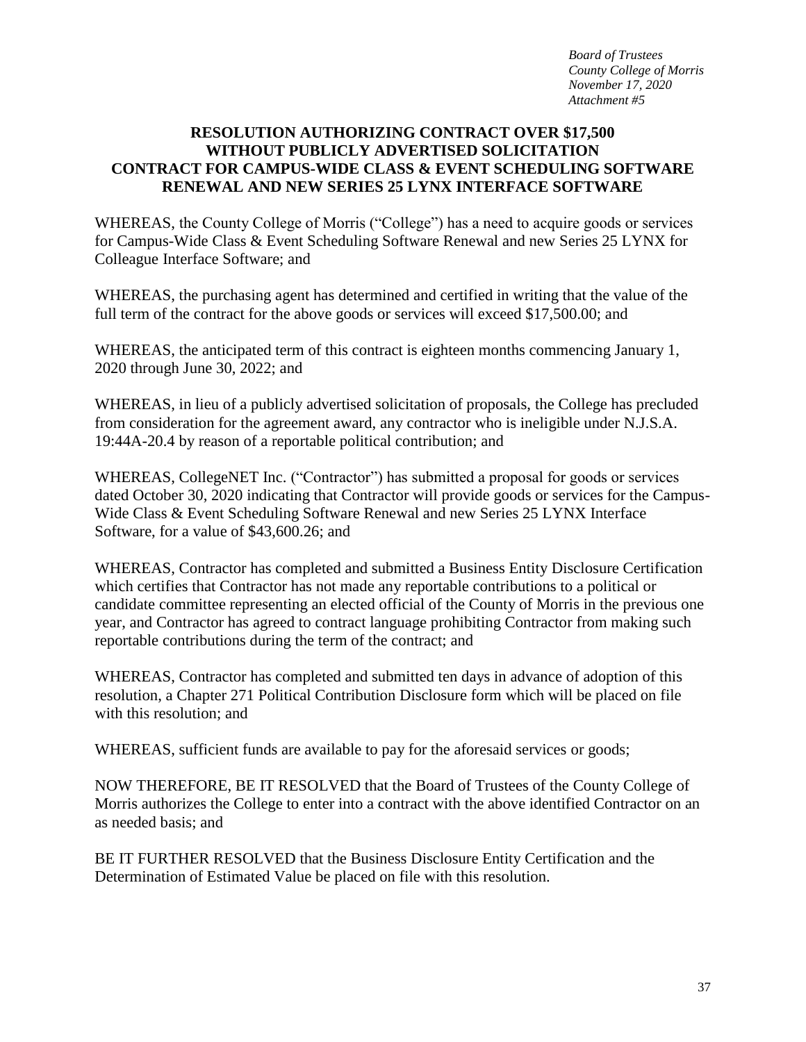*Board of Trustees*
*County College of Morris*
*November 17, 2020*
*Attachment #5*

# RESOLUTION AUTHORIZING CONTRACT OVER $17,500 WITHOUT PUBLICLY ADVERTISED SOLICITATION CONTRACT FOR CAMPUS-WIDE CLASS & EVENT SCHEDULING SOFTWARE RENEWAL AND NEW SERIES 25 LYNX INTERFACE SOFTWARE

WHEREAS, the County College of Morris ("College") has a need to acquire goods or services for Campus-Wide Class & Event Scheduling Software Renewal and new Series 25 LYNX for Colleague Interface Software; and

WHEREAS, the purchasing agent has determined and certified in writing that the value of the full term of the contract for the above goods or services will exceed $17,500.00; and

WHEREAS, the anticipated term of this contract is eighteen months commencing January 1, 2020 through June 30, 2022; and

WHEREAS, in lieu of a publicly advertised solicitation of proposals, the College has precluded from consideration for the agreement award, any contractor who is ineligible under N.J.S.A. 19:44A-20.4 by reason of a reportable political contribution; and

WHEREAS, CollegeNET Inc. ("Contractor") has submitted a proposal for goods or services dated October 30, 2020 indicating that Contractor will provide goods or services for the Campus-Wide Class & Event Scheduling Software Renewal and new Series 25 LYNX Interface Software, for a value of $43,600.26; and

WHEREAS, Contractor has completed and submitted a Business Entity Disclosure Certification which certifies that Contractor has not made any reportable contributions to a political or candidate committee representing an elected official of the County of Morris in the previous one year, and Contractor has agreed to contract language prohibiting Contractor from making such reportable contributions during the term of the contract; and

WHEREAS, Contractor has completed and submitted ten days in advance of adoption of this resolution, a Chapter 271 Political Contribution Disclosure form which will be placed on file with this resolution; and

WHEREAS, sufficient funds are available to pay for the aforesaid services or goods;

NOW THEREFORE, BE IT RESOLVED that the Board of Trustees of the County College of Morris authorizes the College to enter into a contract with the above identified Contractor on an as needed basis; and

BE IT FURTHER RESOLVED that the Business Disclosure Entity Certification and the Determination of Estimated Value be placed on file with this resolution.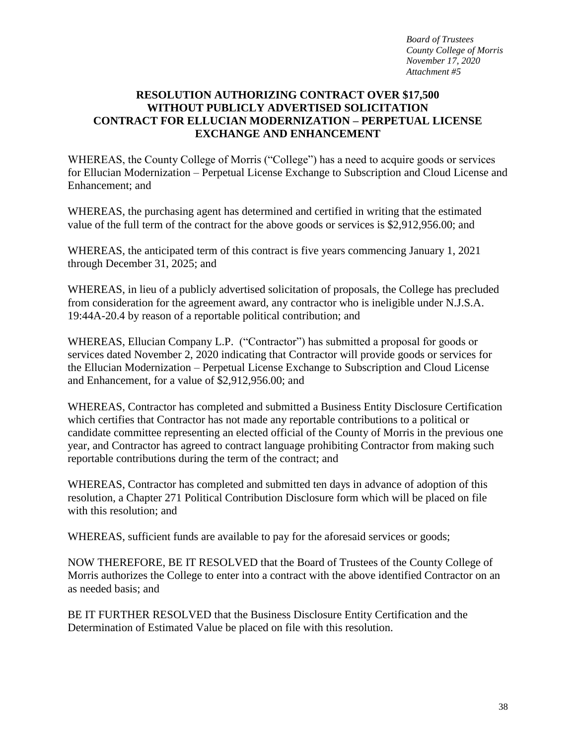*Board of Trustees*
*County College of Morris*
*November 17, 2020*
*Attachment #5*

**RESOLUTION AUTHORIZING CONTRACT OVER $17,500 WITHOUT PUBLICLY ADVERTISED SOLICITATION CONTRACT FOR ELLUCIAN MODERNIZATION – PERPETUAL LICENSE EXCHANGE AND ENHANCEMENT**

WHEREAS, the County College of Morris ("College") has a need to acquire goods or services for Ellucian Modernization – Perpetual License Exchange to Subscription and Cloud License and Enhancement; and

WHEREAS, the purchasing agent has determined and certified in writing that the estimated value of the full term of the contract for the above goods or services is $2,912,956.00; and

WHEREAS, the anticipated term of this contract is five years commencing January 1, 2021 through December 31, 2025; and

WHEREAS, in lieu of a publicly advertised solicitation of proposals, the College has precluded from consideration for the agreement award, any contractor who is ineligible under N.J.S.A. 19:44A-20.4 by reason of a reportable political contribution; and

WHEREAS, Ellucian Company L.P. ("Contractor") has submitted a proposal for goods or services dated November 2, 2020 indicating that Contractor will provide goods or services for the Ellucian Modernization – Perpetual License Exchange to Subscription and Cloud License and Enhancement, for a value of $2,912,956.00; and

WHEREAS, Contractor has completed and submitted a Business Entity Disclosure Certification which certifies that Contractor has not made any reportable contributions to a political or candidate committee representing an elected official of the County of Morris in the previous one year, and Contractor has agreed to contract language prohibiting Contractor from making such reportable contributions during the term of the contract; and

WHEREAS, Contractor has completed and submitted ten days in advance of adoption of this resolution, a Chapter 271 Political Contribution Disclosure form which will be placed on file with this resolution; and

WHEREAS, sufficient funds are available to pay for the aforesaid services or goods;

NOW THEREFORE, BE IT RESOLVED that the Board of Trustees of the County College of Morris authorizes the College to enter into a contract with the above identified Contractor on an as needed basis; and

BE IT FURTHER RESOLVED that the Business Disclosure Entity Certification and the Determination of Estimated Value be placed on file with this resolution.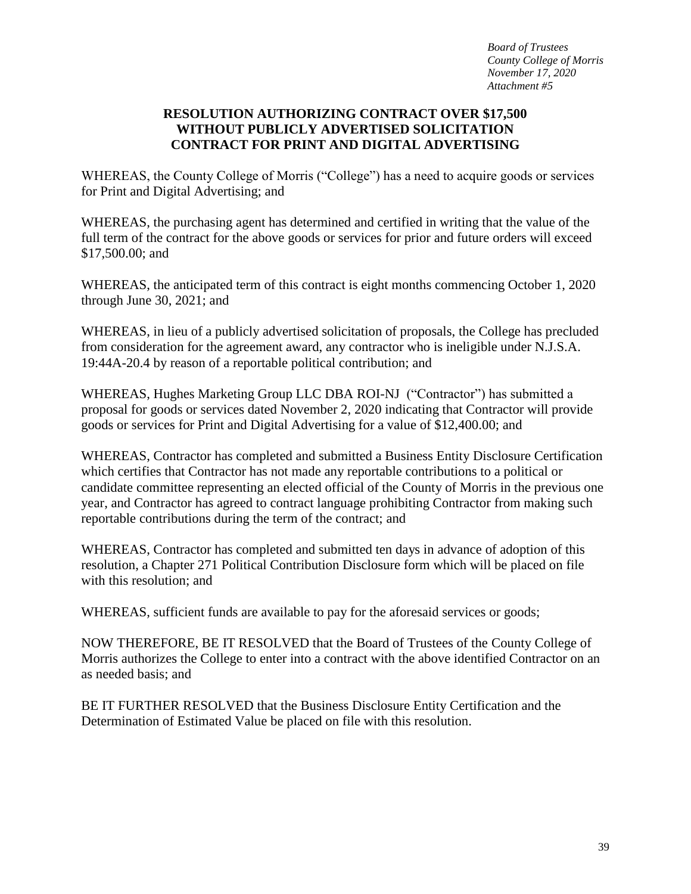*Board of Trustees*
*County College of Morris*
*November 17, 2020*
*Attachment #5*

**RESOLUTION AUTHORIZING CONTRACT OVER $17,500**
**WITHOUT PUBLICLY ADVERTISED SOLICITATION**
**CONTRACT FOR PRINT AND DIGITAL ADVERTISING**

WHEREAS, the County College of Morris ("College") has a need to acquire goods or services for Print and Digital Advertising; and

WHEREAS, the purchasing agent has determined and certified in writing that the value of the full term of the contract for the above goods or services for prior and future orders will exceed $17,500.00; and

WHEREAS, the anticipated term of this contract is eight months commencing October 1, 2020 through June 30, 2021; and

WHEREAS, in lieu of a publicly advertised solicitation of proposals, the College has precluded from consideration for the agreement award, any contractor who is ineligible under N.J.S.A. 19:44A-20.4 by reason of a reportable political contribution; and

WHEREAS, Hughes Marketing Group LLC DBA ROI-NJ ("Contractor") has submitted a proposal for goods or services dated November 2, 2020 indicating that Contractor will provide goods or services for Print and Digital Advertising for a value of $12,400.00; and

WHEREAS, Contractor has completed and submitted a Business Entity Disclosure Certification which certifies that Contractor has not made any reportable contributions to a political or candidate committee representing an elected official of the County of Morris in the previous one year, and Contractor has agreed to contract language prohibiting Contractor from making such reportable contributions during the term of the contract; and

WHEREAS, Contractor has completed and submitted ten days in advance of adoption of this resolution, a Chapter 271 Political Contribution Disclosure form which will be placed on file with this resolution; and

WHEREAS, sufficient funds are available to pay for the aforesaid services or goods;

NOW THEREFORE, BE IT RESOLVED that the Board of Trustees of the County College of Morris authorizes the College to enter into a contract with the above identified Contractor on an as needed basis; and

BE IT FURTHER RESOLVED that the Business Disclosure Entity Certification and the Determination of Estimated Value be placed on file with this resolution.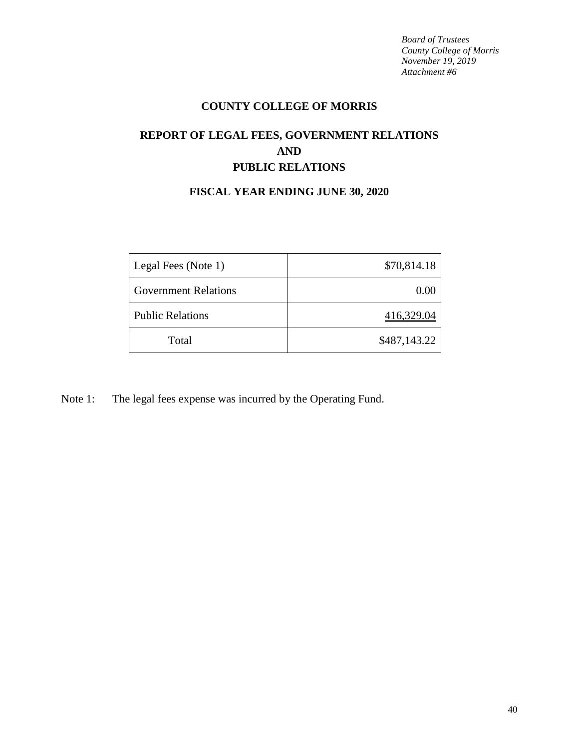*Board of Trustees*
*County College of Morris*
*November 19, 2019*
*Attachment #6*

# COUNTY COLLEGE OF MORRIS

## REPORT OF LEGAL FEES, GOVERNMENT RELATIONS AND PUBLIC RELATIONS

## FISCAL YEAR ENDING JUNE 30, 2020

| | |
|---|---|
| Legal Fees (Note 1) | $70,814.18 |
| Government Relations | 0.00 |
| Public Relations | 416,329.04 |
| Total | $487,143.22 |

Note 1: The legal fees expense was incurred by the Operating Fund.